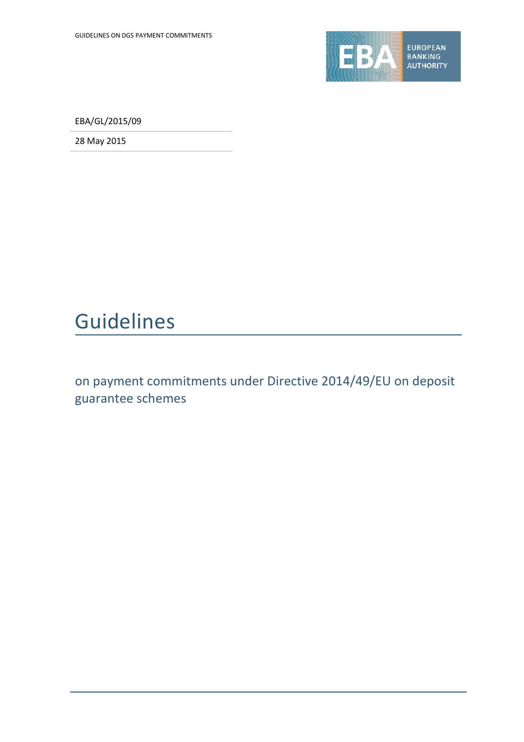EBA/GL/2015/09

28 May 2015

# Guidelines

## on payment commitments under Directive 2014/49/EU on deposit guarantee schemes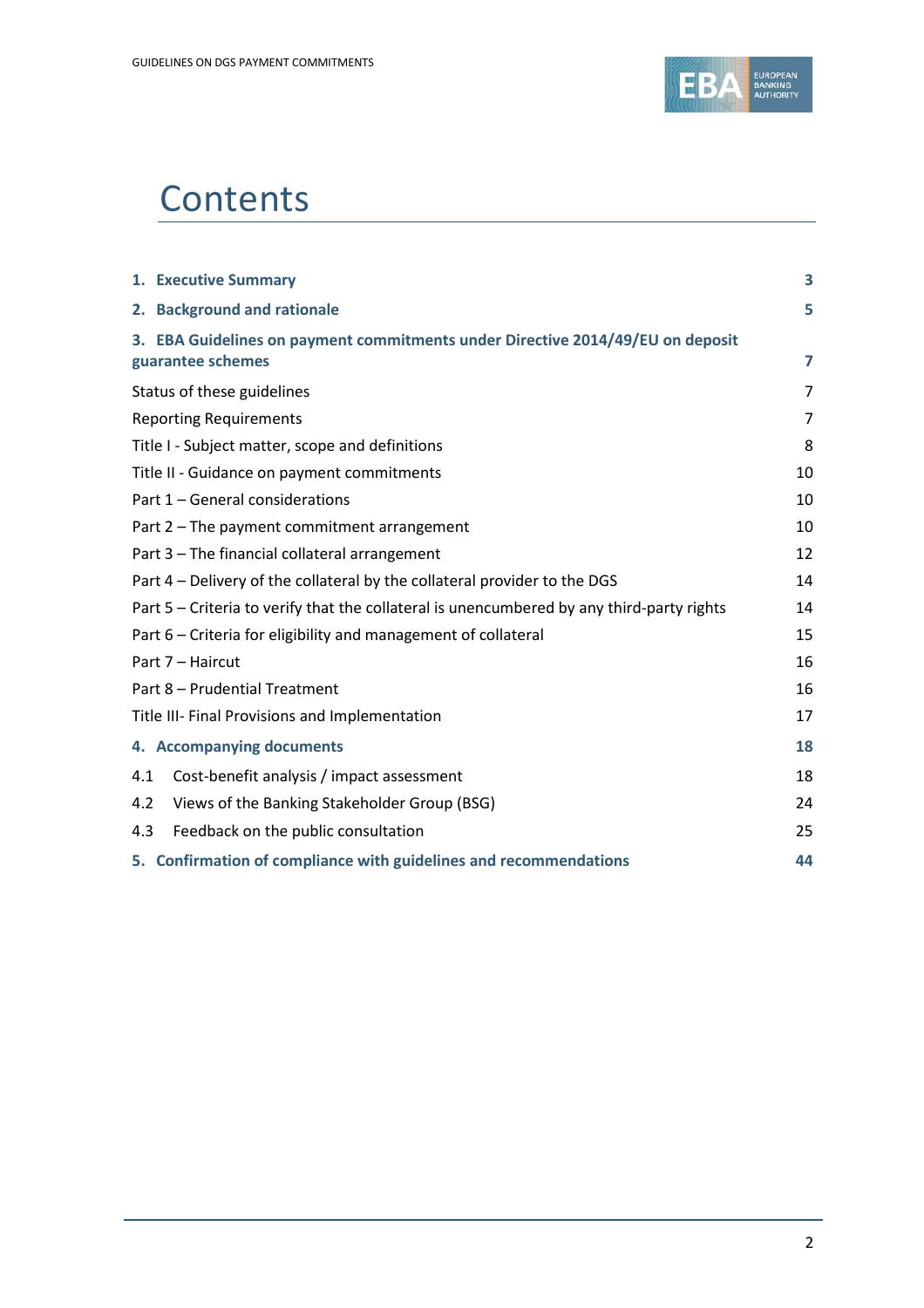# Contents

| | |
|---|---|
| **1. Executive Summary** | **3** |
| **2. Background and rationale** | **5** |
| **3. EBA Guidelines on payment commitments under Directive 2014/49/EU on deposit guarantee schemes** | **7** |
| Status of these guidelines | 7 |
| Reporting Requirements | 7 |
| Title I - Subject matter, scope and definitions | 8 |
| Title II - Guidance on payment commitments | 10 |
| Part 1 – General considerations | 10 |
| Part 2 – The payment commitment arrangement | 10 |
| Part 3 – The financial collateral arrangement | 12 |
| Part 4 – Delivery of the collateral by the collateral provider to the DGS | 14 |
| Part 5 – Criteria to verify that the collateral is unencumbered by any third-party rights | 14 |
| Part 6 – Criteria for eligibility and management of collateral | 15 |
| Part 7 – Haircut | 16 |
| Part 8 – Prudential Treatment | 16 |
| Title III- Final Provisions and Implementation | 17 |
| **4. Accompanying documents** | **18** |
| 4.1 Cost-benefit analysis / impact assessment | 18 |
| 4.2 Views of the Banking Stakeholder Group (BSG) | 24 |
| 4.3 Feedback on the public consultation | 25 |
| **5. Confirmation of compliance with guidelines and recommendations** | **44** |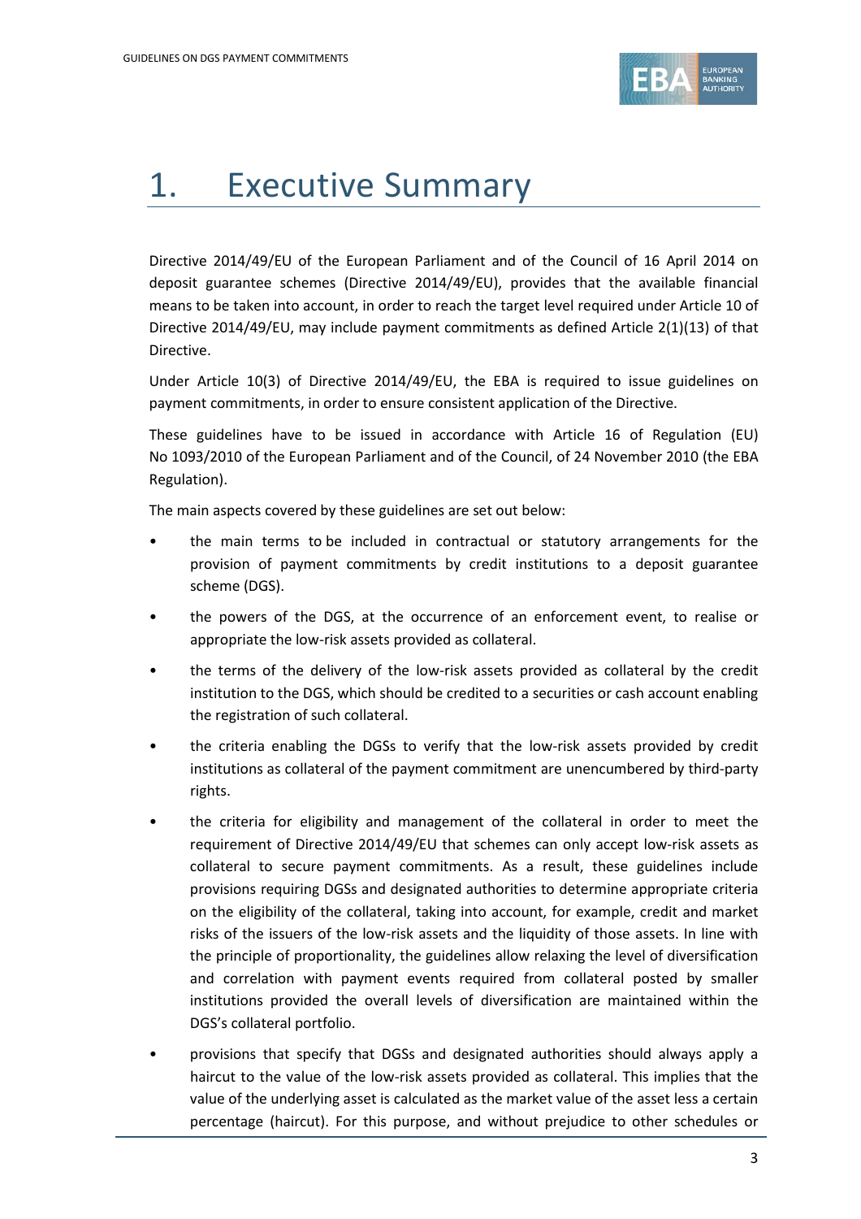# 1. Executive Summary

Directive 2014/49/EU of the European Parliament and of the Council of 16 April 2014 on deposit guarantee schemes (Directive 2014/49/EU), provides that the available financial means to be taken into account, in order to reach the target level required under Article 10 of Directive 2014/49/EU, may include payment commitments as defined Article 2(1)(13) of that Directive.

Under Article 10(3) of Directive 2014/49/EU, the EBA is required to issue guidelines on payment commitments, in order to ensure consistent application of the Directive.

These guidelines have to be issued in accordance with Article 16 of Regulation (EU) No 1093/2010 of the European Parliament and of the Council, of 24 November 2010 (the EBA Regulation).

The main aspects covered by these guidelines are set out below:

- the main terms to be included in contractual or statutory arrangements for the provision of payment commitments by credit institutions to a deposit guarantee scheme (DGS).
- the powers of the DGS, at the occurrence of an enforcement event, to realise or appropriate the low-risk assets provided as collateral.
- the terms of the delivery of the low-risk assets provided as collateral by the credit institution to the DGS, which should be credited to a securities or cash account enabling the registration of such collateral.
- the criteria enabling the DGSs to verify that the low-risk assets provided by credit institutions as collateral of the payment commitment are unencumbered by third-party rights.
- the criteria for eligibility and management of the collateral in order to meet the requirement of Directive 2014/49/EU that schemes can only accept low-risk assets as collateral to secure payment commitments. As a result, these guidelines include provisions requiring DGSs and designated authorities to determine appropriate criteria on the eligibility of the collateral, taking into account, for example, credit and market risks of the issuers of the low-risk assets and the liquidity of those assets. In line with the principle of proportionality, the guidelines allow relaxing the level of diversification and correlation with payment events required from collateral posted by smaller institutions provided the overall levels of diversification are maintained within the DGS's collateral portfolio.
- provisions that specify that DGSs and designated authorities should always apply a haircut to the value of the low-risk assets provided as collateral. This implies that the value of the underlying asset is calculated as the market value of the asset less a certain percentage (haircut). For this purpose, and without prejudice to other schedules or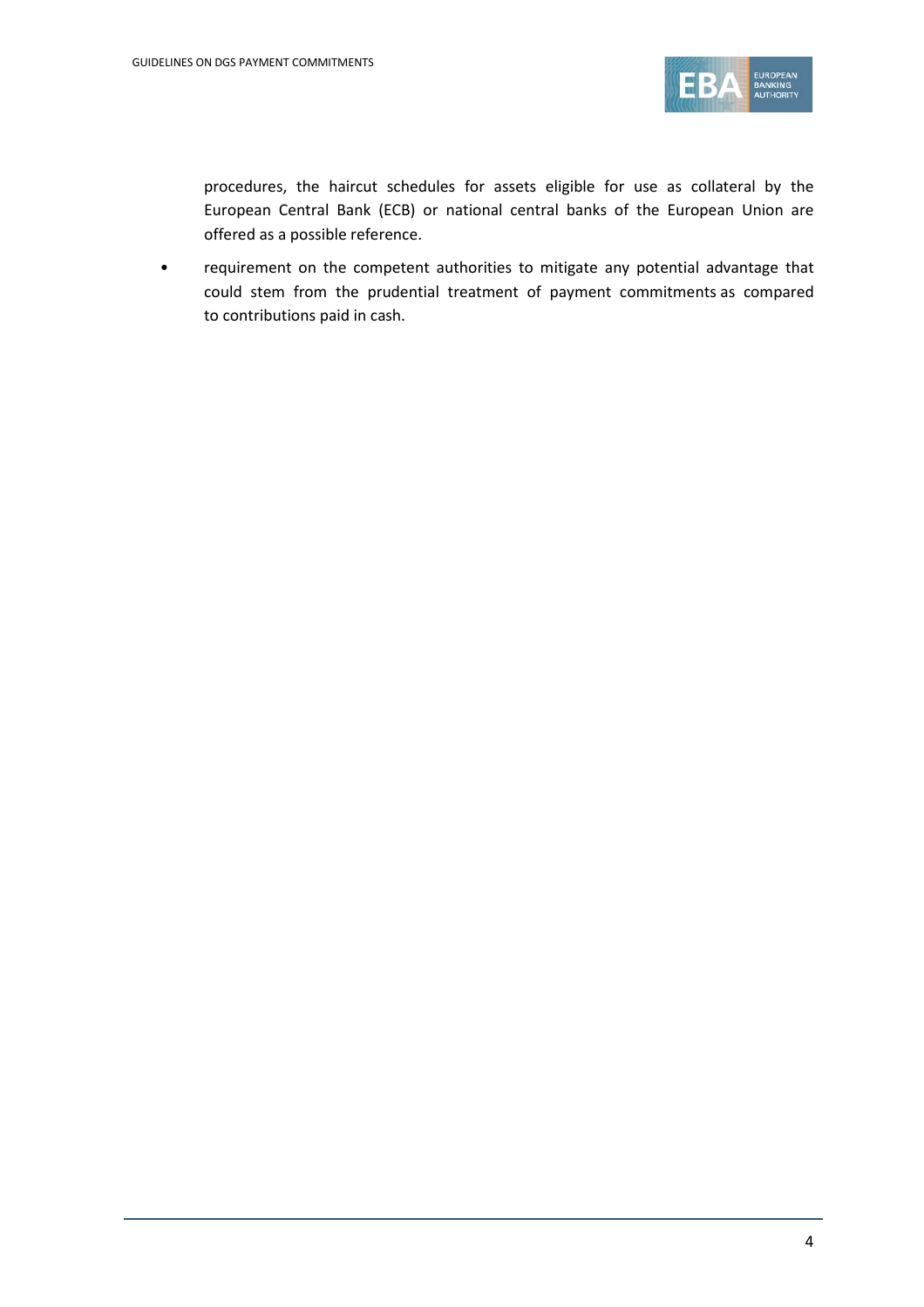procedures, the haircut schedules for assets eligible for use as collateral by the European Central Bank (ECB) or national central banks of the European Union are offered as a possible reference.

- requirement on the competent authorities to mitigate any potential advantage that could stem from the prudential treatment of payment commitments as compared to contributions paid in cash.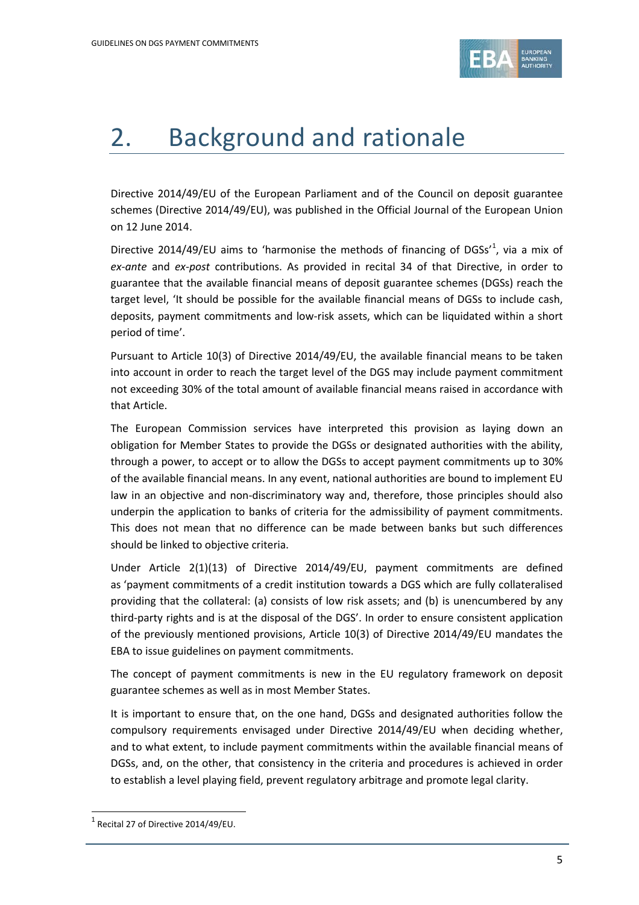# 2. Background and rationale

Directive 2014/49/EU of the European Parliament and of the Council on deposit guarantee schemes (Directive 2014/49/EU), was published in the Official Journal of the European Union on 12 June 2014.

Directive 2014/49/EU aims to 'harmonise the methods of financing of DGSs'[1], via a mix of *ex-ante* and *ex-post* contributions. As provided in recital 34 of that Directive, in order to guarantee that the available financial means of deposit guarantee schemes (DGSs) reach the target level, 'It should be possible for the available financial means of DGSs to include cash, deposits, payment commitments and low-risk assets, which can be liquidated within a short period of time'.

Pursuant to Article 10(3) of Directive 2014/49/EU, the available financial means to be taken into account in order to reach the target level of the DGS may include payment commitment not exceeding 30% of the total amount of available financial means raised in accordance with that Article.

The European Commission services have interpreted this provision as laying down an obligation for Member States to provide the DGSs or designated authorities with the ability, through a power, to accept or to allow the DGSs to accept payment commitments up to 30% of the available financial means. In any event, national authorities are bound to implement EU law in an objective and non-discriminatory way and, therefore, those principles should also underpin the application to banks of criteria for the admissibility of payment commitments. This does not mean that no difference can be made between banks but such differences should be linked to objective criteria.

Under Article 2(1)(13) of Directive 2014/49/EU, payment commitments are defined as 'payment commitments of a credit institution towards a DGS which are fully collateralised providing that the collateral: (a) consists of low risk assets; and (b) is unencumbered by any third-party rights and is at the disposal of the DGS'. In order to ensure consistent application of the previously mentioned provisions, Article 10(3) of Directive 2014/49/EU mandates the EBA to issue guidelines on payment commitments.

The concept of payment commitments is new in the EU regulatory framework on deposit guarantee schemes as well as in most Member States.

It is important to ensure that, on the one hand, DGSs and designated authorities follow the compulsory requirements envisaged under Directive 2014/49/EU when deciding whether, and to what extent, to include payment commitments within the available financial means of DGSs, and, on the other, that consistency in the criteria and procedures is achieved in order to establish a level playing field, prevent regulatory arbitrage and promote legal clarity.

[1] Recital 27 of Directive 2014/49/EU.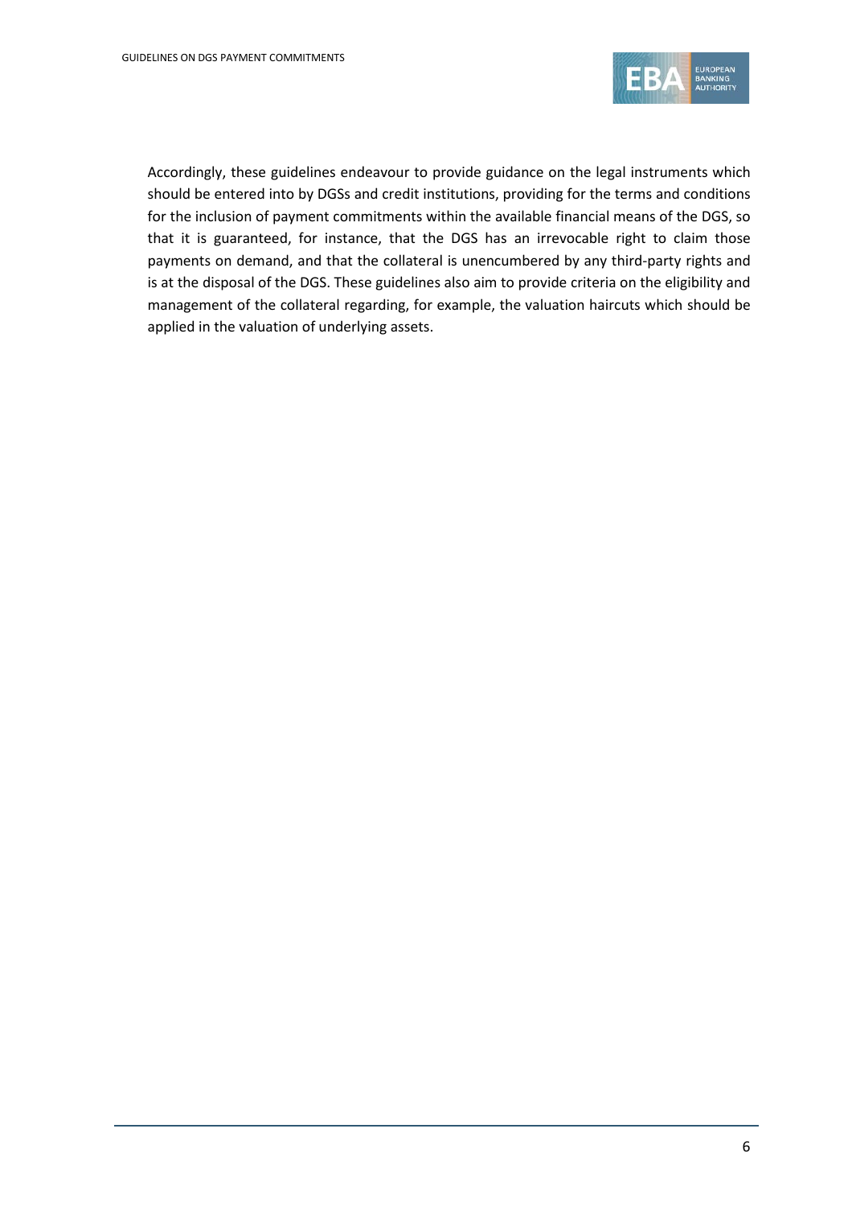Accordingly, these guidelines endeavour to provide guidance on the legal instruments which should be entered into by DGSs and credit institutions, providing for the terms and conditions for the inclusion of payment commitments within the available financial means of the DGS, so that it is guaranteed, for instance, that the DGS has an irrevocable right to claim those payments on demand, and that the collateral is unencumbered by any third-party rights and is at the disposal of the DGS. These guidelines also aim to provide criteria on the eligibility and management of the collateral regarding, for example, the valuation haircuts which should be applied in the valuation of underlying assets.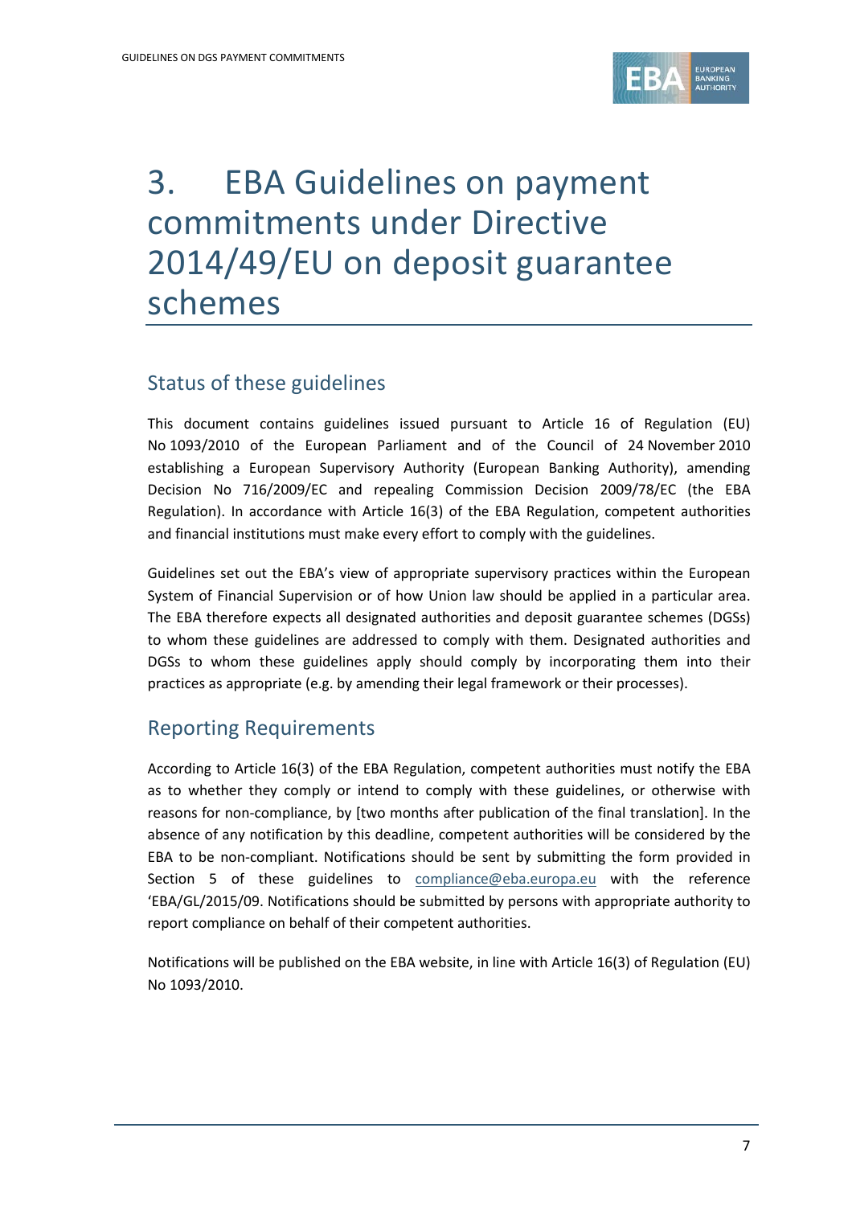# 3. EBA Guidelines on payment commitments under Directive 2014/49/EU on deposit guarantee schemes

## Status of these guidelines

This document contains guidelines issued pursuant to Article 16 of Regulation (EU) No 1093/2010 of the European Parliament and of the Council of 24 November 2010 establishing a European Supervisory Authority (European Banking Authority), amending Decision No 716/2009/EC and repealing Commission Decision 2009/78/EC (the EBA Regulation). In accordance with Article 16(3) of the EBA Regulation, competent authorities and financial institutions must make every effort to comply with the guidelines.

Guidelines set out the EBA's view of appropriate supervisory practices within the European System of Financial Supervision or of how Union law should be applied in a particular area. The EBA therefore expects all designated authorities and deposit guarantee schemes (DGSs) to whom these guidelines are addressed to comply with them. Designated authorities and DGSs to whom these guidelines apply should comply by incorporating them into their practices as appropriate (e.g. by amending their legal framework or their processes).

## Reporting Requirements

According to Article 16(3) of the EBA Regulation, competent authorities must notify the EBA as to whether they comply or intend to comply with these guidelines, or otherwise with reasons for non-compliance, by [two months after publication of the final translation]. In the absence of any notification by this deadline, competent authorities will be considered by the EBA to be non-compliant. Notifications should be sent by submitting the form provided in Section 5 of these guidelines to compliance@eba.europa.eu with the reference 'EBA/GL/2015/09. Notifications should be submitted by persons with appropriate authority to report compliance on behalf of their competent authorities.

Notifications will be published on the EBA website, in line with Article 16(3) of Regulation (EU) No 1093/2010.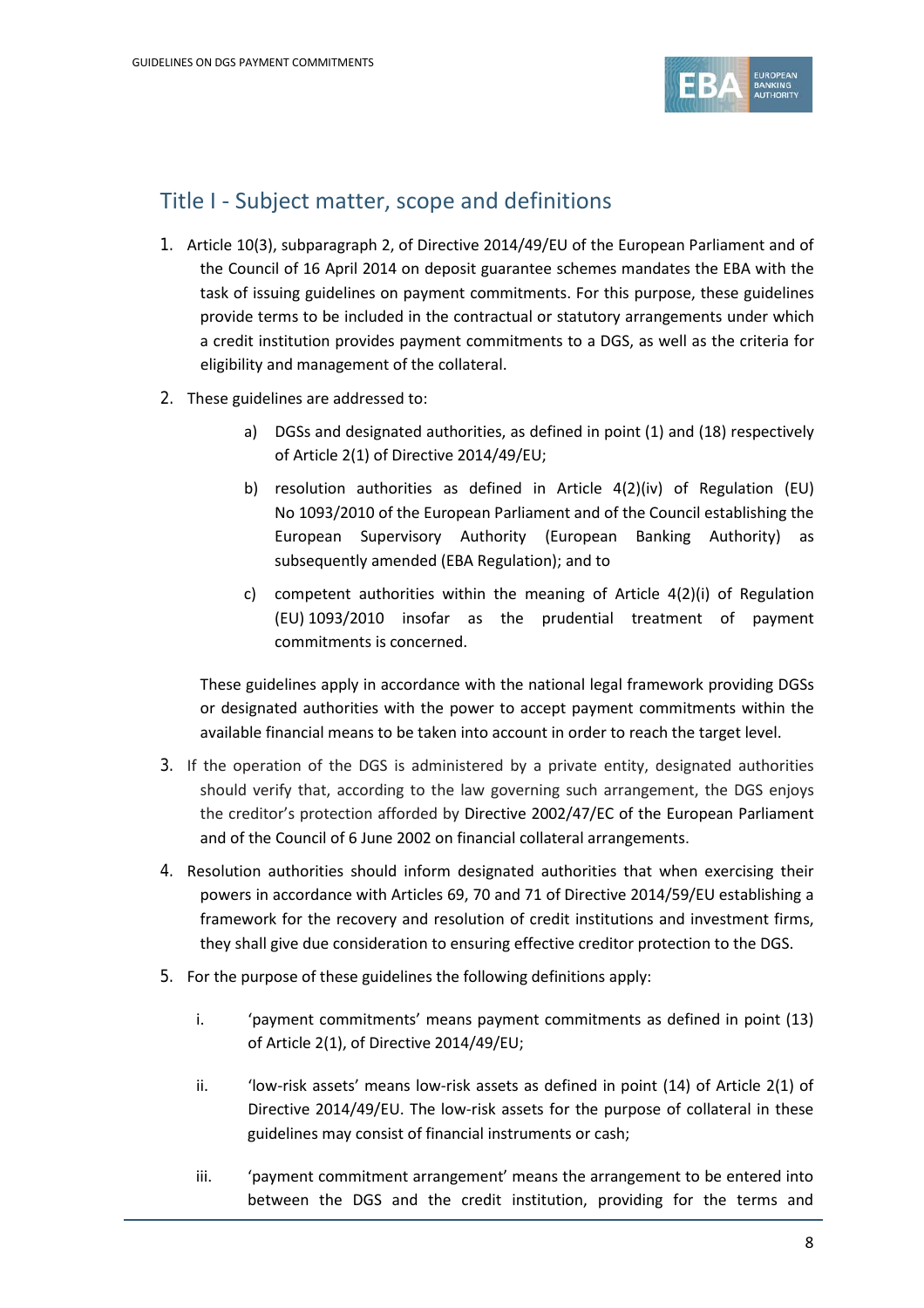## Title I - Subject matter, scope and definitions

1. Article 10(3), subparagraph 2, of Directive 2014/49/EU of the European Parliament and of the Council of 16 April 2014 on deposit guarantee schemes mandates the EBA with the task of issuing guidelines on payment commitments. For this purpose, these guidelines provide terms to be included in the contractual or statutory arrangements under which a credit institution provides payment commitments to a DGS, as well as the criteria for eligibility and management of the collateral.

2. These guidelines are addressed to:

   a) DGSs and designated authorities, as defined in point (1) and (18) respectively of Article 2(1) of Directive 2014/49/EU;

   b) resolution authorities as defined in Article 4(2)(iv) of Regulation (EU) No 1093/2010 of the European Parliament and of the Council establishing the European Supervisory Authority (European Banking Authority) as subsequently amended (EBA Regulation); and to

   c) competent authorities within the meaning of Article 4(2)(i) of Regulation (EU) 1093/2010 insofar as the prudential treatment of payment commitments is concerned.

   These guidelines apply in accordance with the national legal framework providing DGSs or designated authorities with the power to accept payment commitments within the available financial means to be taken into account in order to reach the target level.

3. If the operation of the DGS is administered by a private entity, designated authorities should verify that, according to the law governing such arrangement, the DGS enjoys the creditor's protection afforded by Directive 2002/47/EC of the European Parliament and of the Council of 6 June 2002 on financial collateral arrangements.

4. Resolution authorities should inform designated authorities that when exercising their powers in accordance with Articles 69, 70 and 71 of Directive 2014/59/EU establishing a framework for the recovery and resolution of credit institutions and investment firms, they shall give due consideration to ensuring effective creditor protection to the DGS.

5. For the purpose of these guidelines the following definitions apply:

   i. 'payment commitments' means payment commitments as defined in point (13) of Article 2(1), of Directive 2014/49/EU;

   ii. 'low-risk assets' means low-risk assets as defined in point (14) of Article 2(1) of Directive 2014/49/EU. The low-risk assets for the purpose of collateral in these guidelines may consist of financial instruments or cash;

   iii. 'payment commitment arrangement' means the arrangement to be entered into between the DGS and the credit institution, providing for the terms and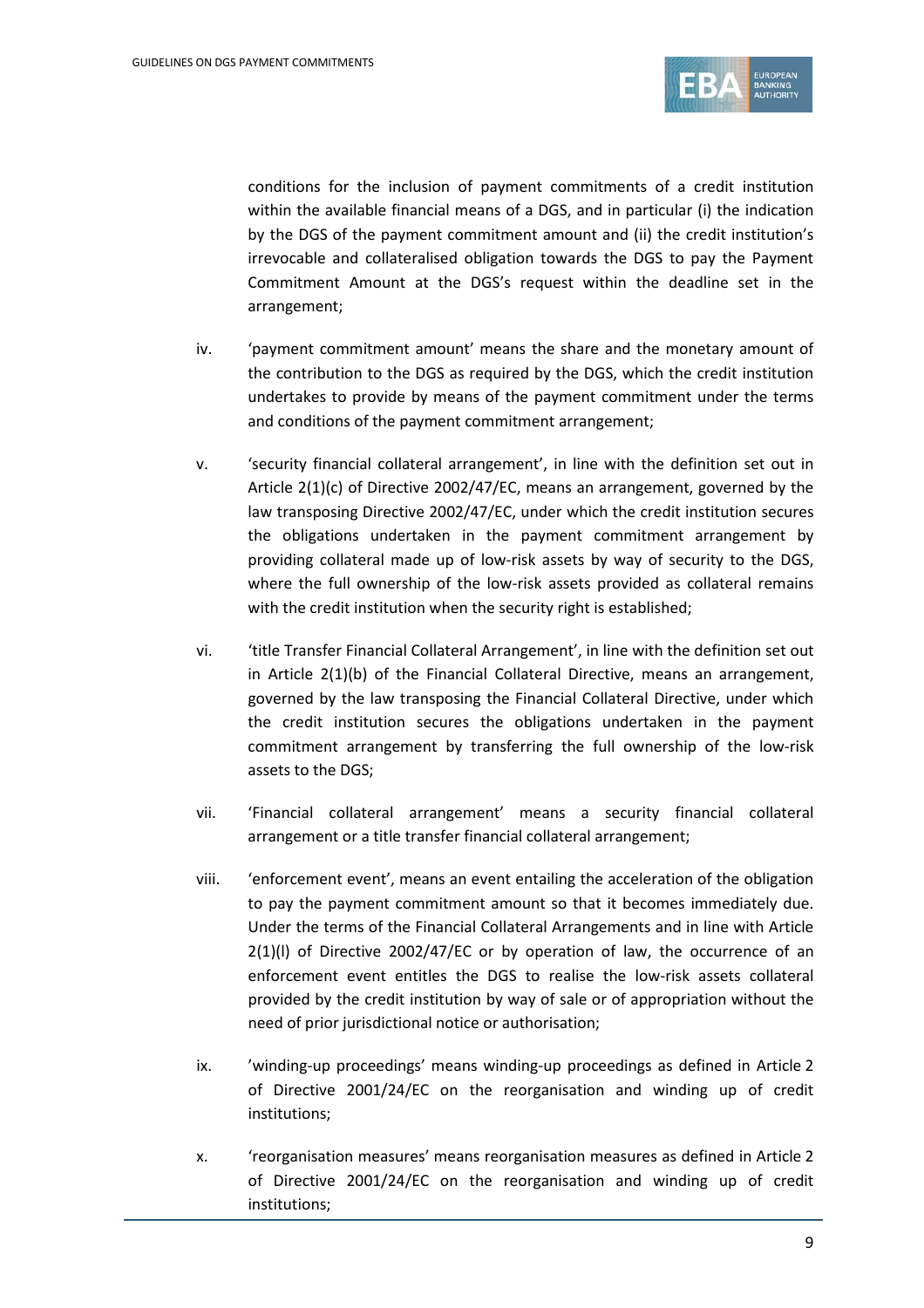conditions for the inclusion of payment commitments of a credit institution within the available financial means of a DGS, and in particular (i) the indication by the DGS of the payment commitment amount and (ii) the credit institution's irrevocable and collateralised obligation towards the DGS to pay the Payment Commitment Amount at the DGS's request within the deadline set in the arrangement;

iv. 'payment commitment amount' means the share and the monetary amount of the contribution to the DGS as required by the DGS, which the credit institution undertakes to provide by means of the payment commitment under the terms and conditions of the payment commitment arrangement;

v. 'security financial collateral arrangement', in line with the definition set out in Article 2(1)(c) of Directive 2002/47/EC, means an arrangement, governed by the law transposing Directive 2002/47/EC, under which the credit institution secures the obligations undertaken in the payment commitment arrangement by providing collateral made up of low-risk assets by way of security to the DGS, where the full ownership of the low-risk assets provided as collateral remains with the credit institution when the security right is established;

vi. 'title Transfer Financial Collateral Arrangement', in line with the definition set out in Article 2(1)(b) of the Financial Collateral Directive, means an arrangement, governed by the law transposing the Financial Collateral Directive, under which the credit institution secures the obligations undertaken in the payment commitment arrangement by transferring the full ownership of the low-risk assets to the DGS;

vii. 'Financial collateral arrangement' means a security financial collateral arrangement or a title transfer financial collateral arrangement;

viii. 'enforcement event', means an event entailing the acceleration of the obligation to pay the payment commitment amount so that it becomes immediately due. Under the terms of the Financial Collateral Arrangements and in line with Article 2(1)(l) of Directive 2002/47/EC or by operation of law, the occurrence of an enforcement event entitles the DGS to realise the low-risk assets collateral provided by the credit institution by way of sale or of appropriation without the need of prior jurisdictional notice or authorisation;

ix. 'winding-up proceedings' means winding-up proceedings as defined in Article 2 of Directive 2001/24/EC on the reorganisation and winding up of credit institutions;

x. 'reorganisation measures' means reorganisation measures as defined in Article 2 of Directive 2001/24/EC on the reorganisation and winding up of credit institutions;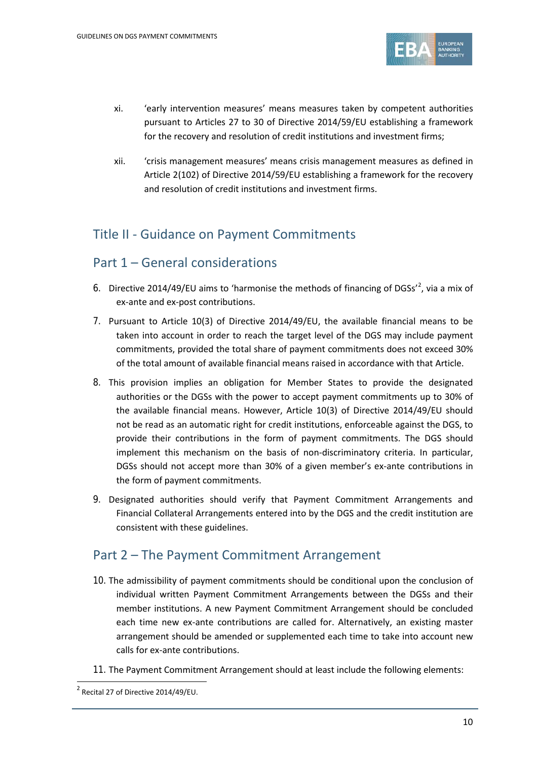xi. 'early intervention measures' means measures taken by competent authorities pursuant to Articles 27 to 30 of Directive 2014/59/EU establishing a framework for the recovery and resolution of credit institutions and investment firms;

xii. 'crisis management measures' means crisis management measures as defined in Article 2(102) of Directive 2014/59/EU establishing a framework for the recovery and resolution of credit institutions and investment firms.

# Title II - Guidance on Payment Commitments

## Part 1 – General considerations

6. Directive 2014/49/EU aims to 'harmonise the methods of financing of DGSs'[2], via a mix of ex-ante and ex-post contributions.

7. Pursuant to Article 10(3) of Directive 2014/49/EU, the available financial means to be taken into account in order to reach the target level of the DGS may include payment commitments, provided the total share of payment commitments does not exceed 30% of the total amount of available financial means raised in accordance with that Article.

8. This provision implies an obligation for Member States to provide the designated authorities or the DGSs with the power to accept payment commitments up to 30% of the available financial means. However, Article 10(3) of Directive 2014/49/EU should not be read as an automatic right for credit institutions, enforceable against the DGS, to provide their contributions in the form of payment commitments. The DGS should implement this mechanism on the basis of non-discriminatory criteria. In particular, DGSs should not accept more than 30% of a given member's ex-ante contributions in the form of payment commitments.

9. Designated authorities should verify that Payment Commitment Arrangements and Financial Collateral Arrangements entered into by the DGS and the credit institution are consistent with these guidelines.

## Part 2 – The Payment Commitment Arrangement

10. The admissibility of payment commitments should be conditional upon the conclusion of individual written Payment Commitment Arrangements between the DGSs and their member institutions. A new Payment Commitment Arrangement should be concluded each time new ex-ante contributions are called for. Alternatively, an existing master arrangement should be amended or supplemented each time to take into account new calls for ex-ante contributions.

11. The Payment Commitment Arrangement should at least include the following elements:

[2] Recital 27 of Directive 2014/49/EU.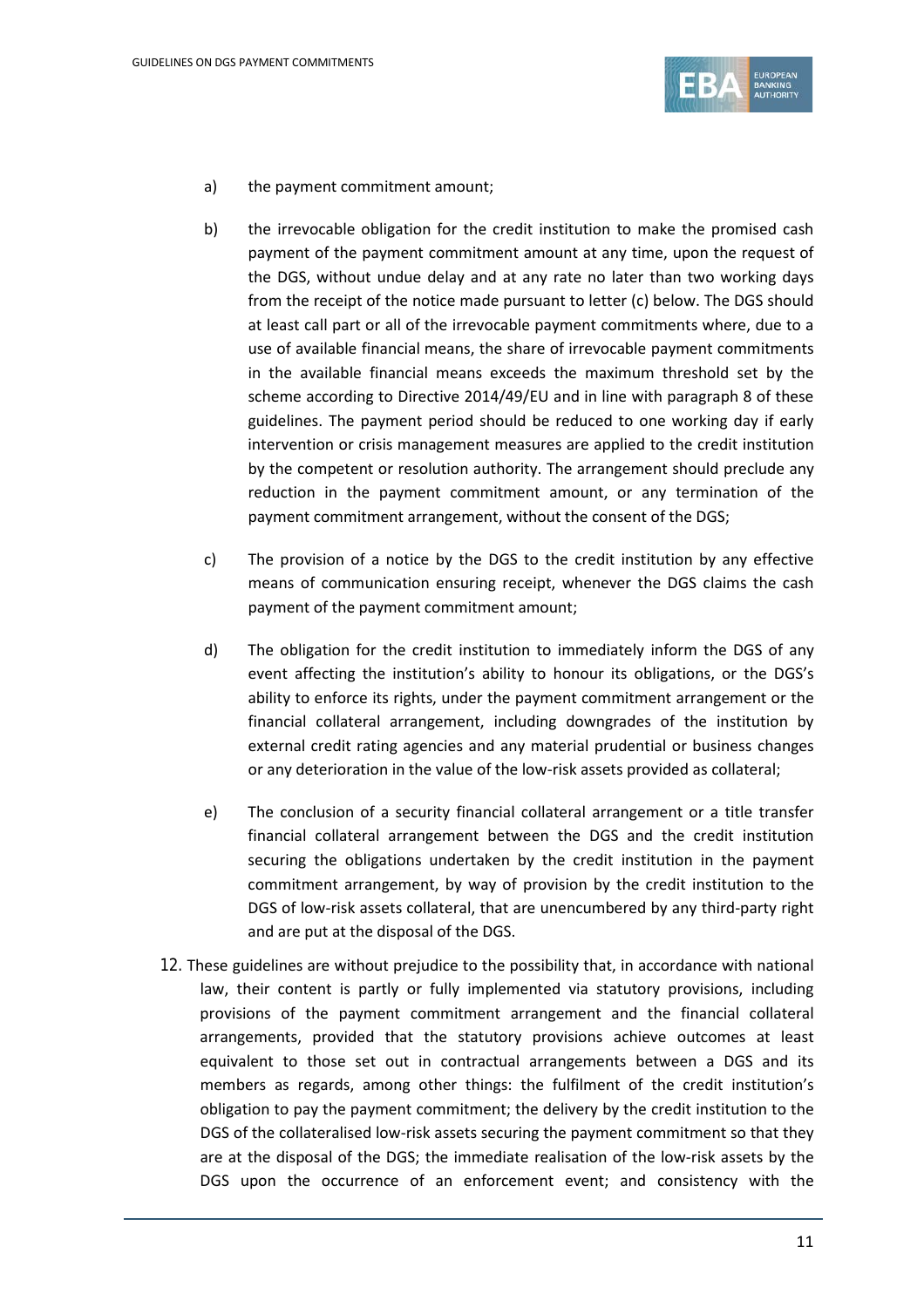a) the payment commitment amount;

b) the irrevocable obligation for the credit institution to make the promised cash payment of the payment commitment amount at any time, upon the request of the DGS, without undue delay and at any rate no later than two working days from the receipt of the notice made pursuant to letter (c) below. The DGS should at least call part or all of the irrevocable payment commitments where, due to a use of available financial means, the share of irrevocable payment commitments in the available financial means exceeds the maximum threshold set by the scheme according to Directive 2014/49/EU and in line with paragraph 8 of these guidelines. The payment period should be reduced to one working day if early intervention or crisis management measures are applied to the credit institution by the competent or resolution authority. The arrangement should preclude any reduction in the payment commitment amount, or any termination of the payment commitment arrangement, without the consent of the DGS;

c) The provision of a notice by the DGS to the credit institution by any effective means of communication ensuring receipt, whenever the DGS claims the cash payment of the payment commitment amount;

d) The obligation for the credit institution to immediately inform the DGS of any event affecting the institution's ability to honour its obligations, or the DGS's ability to enforce its rights, under the payment commitment arrangement or the financial collateral arrangement, including downgrades of the institution by external credit rating agencies and any material prudential or business changes or any deterioration in the value of the low-risk assets provided as collateral;

e) The conclusion of a security financial collateral arrangement or a title transfer financial collateral arrangement between the DGS and the credit institution securing the obligations undertaken by the credit institution in the payment commitment arrangement, by way of provision by the credit institution to the DGS of low-risk assets collateral, that are unencumbered by any third-party right and are put at the disposal of the DGS.

12. These guidelines are without prejudice to the possibility that, in accordance with national law, their content is partly or fully implemented via statutory provisions, including provisions of the payment commitment arrangement and the financial collateral arrangements, provided that the statutory provisions achieve outcomes at least equivalent to those set out in contractual arrangements between a DGS and its members as regards, among other things: the fulfilment of the credit institution's obligation to pay the payment commitment; the delivery by the credit institution to the DGS of the collateralised low-risk assets securing the payment commitment so that they are at the disposal of the DGS; the immediate realisation of the low-risk assets by the DGS upon the occurrence of an enforcement event; and consistency with the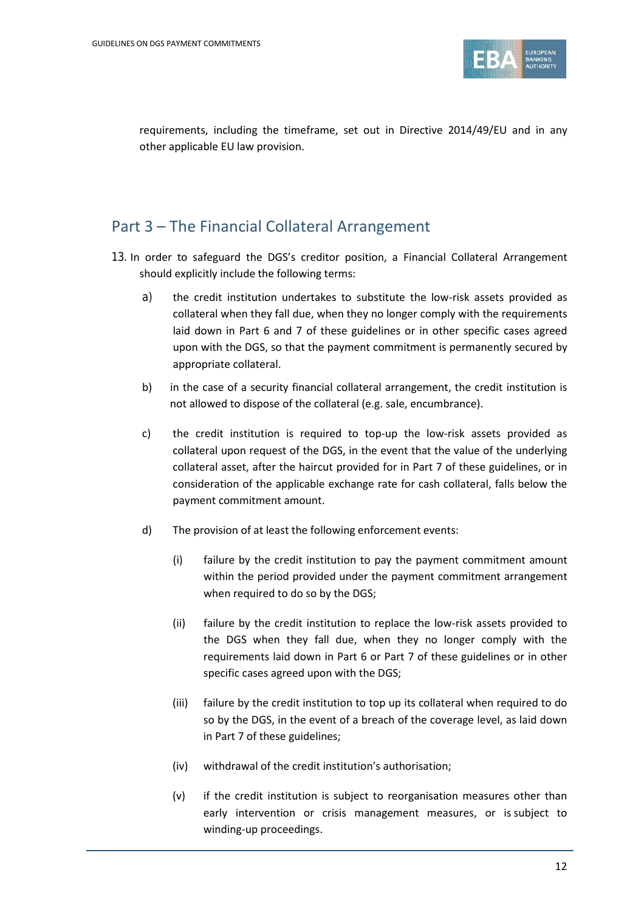requirements, including the timeframe, set out in Directive 2014/49/EU and in any other applicable EU law provision.

## Part 3 – The Financial Collateral Arrangement

13. In order to safeguard the DGS's creditor position, a Financial Collateral Arrangement should explicitly include the following terms:

    a) the credit institution undertakes to substitute the low-risk assets provided as collateral when they fall due, when they no longer comply with the requirements laid down in Part 6 and 7 of these guidelines or in other specific cases agreed upon with the DGS, so that the payment commitment is permanently secured by appropriate collateral.

    b) in the case of a security financial collateral arrangement, the credit institution is not allowed to dispose of the collateral (e.g. sale, encumbrance).

    c) the credit institution is required to top-up the low-risk assets provided as collateral upon request of the DGS, in the event that the value of the underlying collateral asset, after the haircut provided for in Part 7 of these guidelines, or in consideration of the applicable exchange rate for cash collateral, falls below the payment commitment amount.

    d) The provision of at least the following enforcement events:

        (i) failure by the credit institution to pay the payment commitment amount within the period provided under the payment commitment arrangement when required to do so by the DGS;

        (ii) failure by the credit institution to replace the low-risk assets provided to the DGS when they fall due, when they no longer comply with the requirements laid down in Part 6 or Part 7 of these guidelines or in other specific cases agreed upon with the DGS;

        (iii) failure by the credit institution to top up its collateral when required to do so by the DGS, in the event of a breach of the coverage level, as laid down in Part 7 of these guidelines;

        (iv) withdrawal of the credit institution's authorisation;

        (v) if the credit institution is subject to reorganisation measures other than early intervention or crisis management measures, or is subject to winding-up proceedings.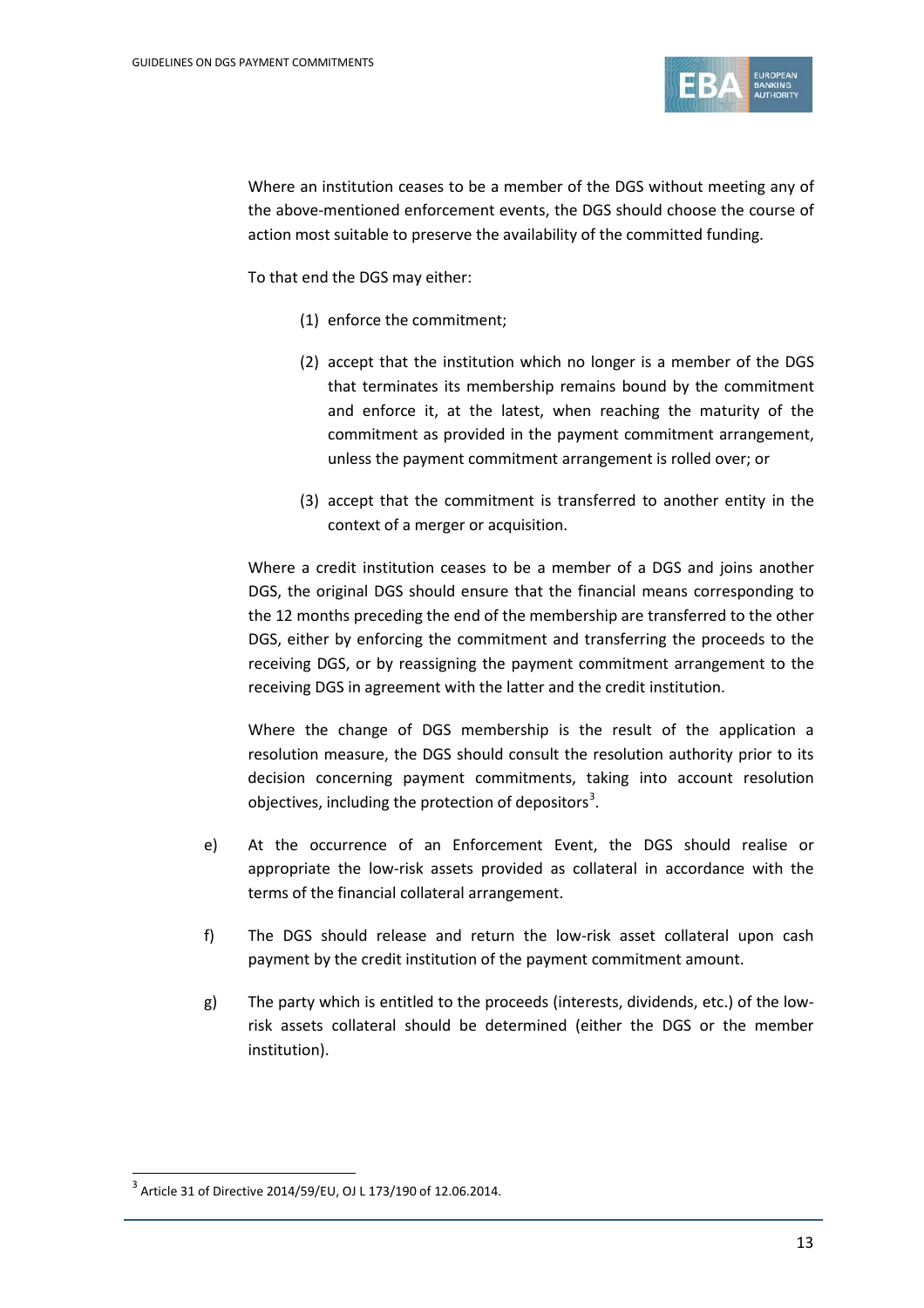Where an institution ceases to be a member of the DGS without meeting any of the above-mentioned enforcement events, the DGS should choose the course of action most suitable to preserve the availability of the committed funding.

To that end the DGS may either:

(1) enforce the commitment;

(2) accept that the institution which no longer is a member of the DGS that terminates its membership remains bound by the commitment and enforce it, at the latest, when reaching the maturity of the commitment as provided in the payment commitment arrangement, unless the payment commitment arrangement is rolled over; or

(3) accept that the commitment is transferred to another entity in the context of a merger or acquisition.

Where a credit institution ceases to be a member of a DGS and joins another DGS, the original DGS should ensure that the financial means corresponding to the 12 months preceding the end of the membership are transferred to the other DGS, either by enforcing the commitment and transferring the proceeds to the receiving DGS, or by reassigning the payment commitment arrangement to the receiving DGS in agreement with the latter and the credit institution.

Where the change of DGS membership is the result of the application a resolution measure, the DGS should consult the resolution authority prior to its decision concerning payment commitments, taking into account resolution objectives, including the protection of depositors[3].

e) At the occurrence of an Enforcement Event, the DGS should realise or appropriate the low-risk assets provided as collateral in accordance with the terms of the financial collateral arrangement.

f) The DGS should release and return the low-risk asset collateral upon cash payment by the credit institution of the payment commitment amount.

g) The party which is entitled to the proceeds (interests, dividends, etc.) of the low-risk assets collateral should be determined (either the DGS or the member institution).

[3] Article 31 of Directive 2014/59/EU, OJ L 173/190 of 12.06.2014.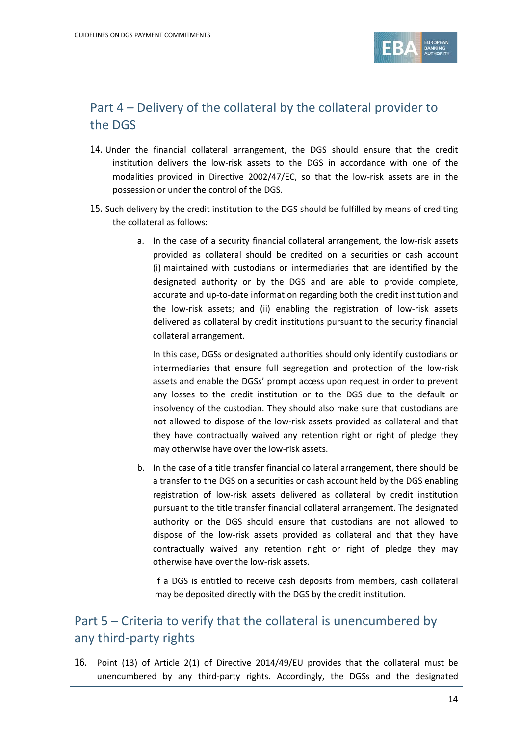## Part 4 – Delivery of the collateral by the collateral provider to the DGS

14. Under the financial collateral arrangement, the DGS should ensure that the credit institution delivers the low-risk assets to the DGS in accordance with one of the modalities provided in Directive 2002/47/EC, so that the low-risk assets are in the possession or under the control of the DGS.

15. Such delivery by the credit institution to the DGS should be fulfilled by means of crediting the collateral as follows:

    a. In the case of a security financial collateral arrangement, the low-risk assets provided as collateral should be credited on a securities or cash account (i) maintained with custodians or intermediaries that are identified by the designated authority or by the DGS and are able to provide complete, accurate and up-to-date information regarding both the credit institution and the low-risk assets; and (ii) enabling the registration of low-risk assets delivered as collateral by credit institutions pursuant to the security financial collateral arrangement.

       In this case, DGSs or designated authorities should only identify custodians or intermediaries that ensure full segregation and protection of the low-risk assets and enable the DGSs' prompt access upon request in order to prevent any losses to the credit institution or to the DGS due to the default or insolvency of the custodian. They should also make sure that custodians are not allowed to dispose of the low-risk assets provided as collateral and that they have contractually waived any retention right or right of pledge they may otherwise have over the low-risk assets.

    b. In the case of a title transfer financial collateral arrangement, there should be a transfer to the DGS on a securities or cash account held by the DGS enabling registration of low-risk assets delivered as collateral by credit institution pursuant to the title transfer financial collateral arrangement. The designated authority or the DGS should ensure that custodians are not allowed to dispose of the low-risk assets provided as collateral and that they have contractually waived any retention right or right of pledge they may otherwise have over the low-risk assets.

       If a DGS is entitled to receive cash deposits from members, cash collateral may be deposited directly with the DGS by the credit institution.

## Part 5 – Criteria to verify that the collateral is unencumbered by any third-party rights

16. Point (13) of Article 2(1) of Directive 2014/49/EU provides that the collateral must be unencumbered by any third-party rights. Accordingly, the DGSs and the designated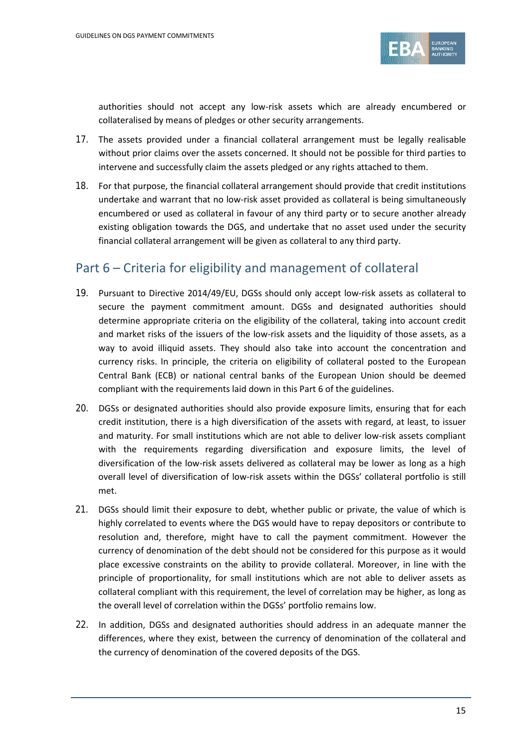authorities should not accept any low-risk assets which are already encumbered or collateralised by means of pledges or other security arrangements.

17. The assets provided under a financial collateral arrangement must be legally realisable without prior claims over the assets concerned. It should not be possible for third parties to intervene and successfully claim the assets pledged or any rights attached to them.

18. For that purpose, the financial collateral arrangement should provide that credit institutions undertake and warrant that no low-risk asset provided as collateral is being simultaneously encumbered or used as collateral in favour of any third party or to secure another already existing obligation towards the DGS, and undertake that no asset used under the security financial collateral arrangement will be given as collateral to any third party.

## Part 6 – Criteria for eligibility and management of collateral

19. Pursuant to Directive 2014/49/EU, DGSs should only accept low-risk assets as collateral to secure the payment commitment amount. DGSs and designated authorities should determine appropriate criteria on the eligibility of the collateral, taking into account credit and market risks of the issuers of the low-risk assets and the liquidity of those assets, as a way to avoid illiquid assets. They should also take into account the concentration and currency risks. In principle, the criteria on eligibility of collateral posted to the European Central Bank (ECB) or national central banks of the European Union should be deemed compliant with the requirements laid down in this Part 6 of the guidelines.

20. DGSs or designated authorities should also provide exposure limits, ensuring that for each credit institution, there is a high diversification of the assets with regard, at least, to issuer and maturity. For small institutions which are not able to deliver low-risk assets compliant with the requirements regarding diversification and exposure limits, the level of diversification of the low-risk assets delivered as collateral may be lower as long as a high overall level of diversification of low-risk assets within the DGSs' collateral portfolio is still met.

21. DGSs should limit their exposure to debt, whether public or private, the value of which is highly correlated to events where the DGS would have to repay depositors or contribute to resolution and, therefore, might have to call the payment commitment. However the currency of denomination of the debt should not be considered for this purpose as it would place excessive constraints on the ability to provide collateral. Moreover, in line with the principle of proportionality, for small institutions which are not able to deliver assets as collateral compliant with this requirement, the level of correlation may be higher, as long as the overall level of correlation within the DGSs' portfolio remains low.

22. In addition, DGSs and designated authorities should address in an adequate manner the differences, where they exist, between the currency of denomination of the collateral and the currency of denomination of the covered deposits of the DGS.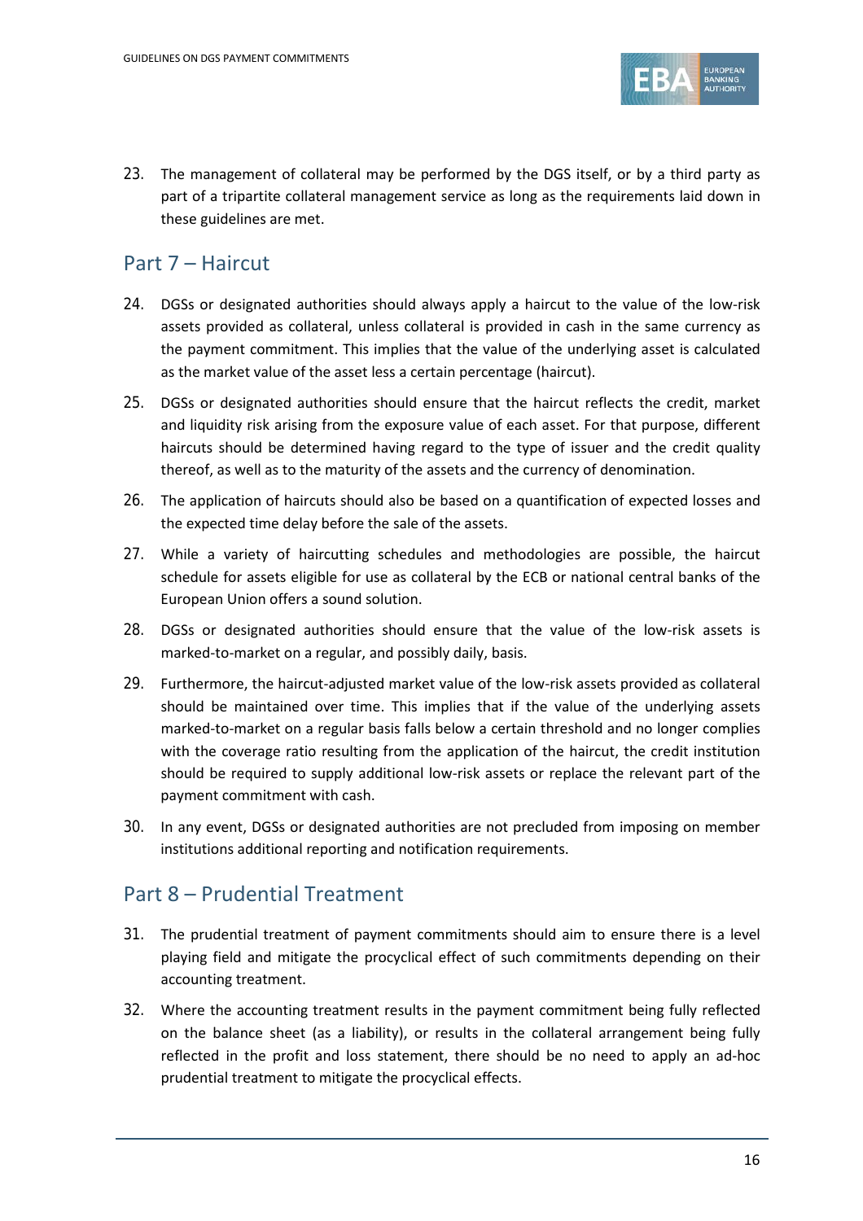23. The management of collateral may be performed by the DGS itself, or by a third party as part of a tripartite collateral management service as long as the requirements laid down in these guidelines are met.

## Part 7 – Haircut

24. DGSs or designated authorities should always apply a haircut to the value of the low-risk assets provided as collateral, unless collateral is provided in cash in the same currency as the payment commitment. This implies that the value of the underlying asset is calculated as the market value of the asset less a certain percentage (haircut).

25. DGSs or designated authorities should ensure that the haircut reflects the credit, market and liquidity risk arising from the exposure value of each asset. For that purpose, different haircuts should be determined having regard to the type of issuer and the credit quality thereof, as well as to the maturity of the assets and the currency of denomination.

26. The application of haircuts should also be based on a quantification of expected losses and the expected time delay before the sale of the assets.

27. While a variety of haircutting schedules and methodologies are possible, the haircut schedule for assets eligible for use as collateral by the ECB or national central banks of the European Union offers a sound solution.

28. DGSs or designated authorities should ensure that the value of the low-risk assets is marked-to-market on a regular, and possibly daily, basis.

29. Furthermore, the haircut-adjusted market value of the low-risk assets provided as collateral should be maintained over time. This implies that if the value of the underlying assets marked-to-market on a regular basis falls below a certain threshold and no longer complies with the coverage ratio resulting from the application of the haircut, the credit institution should be required to supply additional low-risk assets or replace the relevant part of the payment commitment with cash.

30. In any event, DGSs or designated authorities are not precluded from imposing on member institutions additional reporting and notification requirements.

## Part 8 – Prudential Treatment

31. The prudential treatment of payment commitments should aim to ensure there is a level playing field and mitigate the procyclical effect of such commitments depending on their accounting treatment.

32. Where the accounting treatment results in the payment commitment being fully reflected on the balance sheet (as a liability), or results in the collateral arrangement being fully reflected in the profit and loss statement, there should be no need to apply an ad-hoc prudential treatment to mitigate the procyclical effects.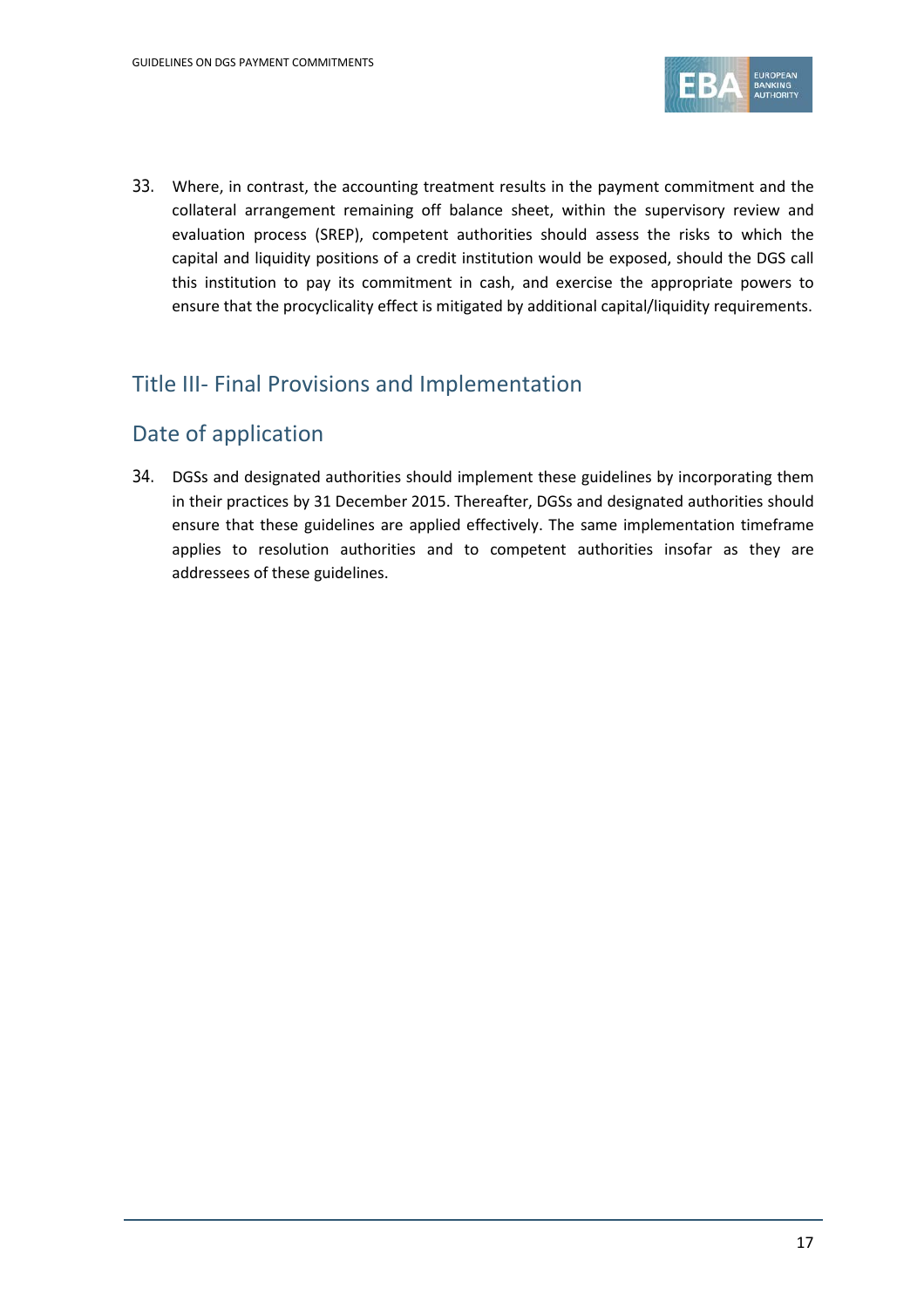33. Where, in contrast, the accounting treatment results in the payment commitment and the collateral arrangement remaining off balance sheet, within the supervisory review and evaluation process (SREP), competent authorities should assess the risks to which the capital and liquidity positions of a credit institution would be exposed, should the DGS call this institution to pay its commitment in cash, and exercise the appropriate powers to ensure that the procyclicality effect is mitigated by additional capital/liquidity requirements.

## Title III- Final Provisions and Implementation

## Date of application

34. DGSs and designated authorities should implement these guidelines by incorporating them in their practices by 31 December 2015. Thereafter, DGSs and designated authorities should ensure that these guidelines are applied effectively. The same implementation timeframe applies to resolution authorities and to competent authorities insofar as they are addressees of these guidelines.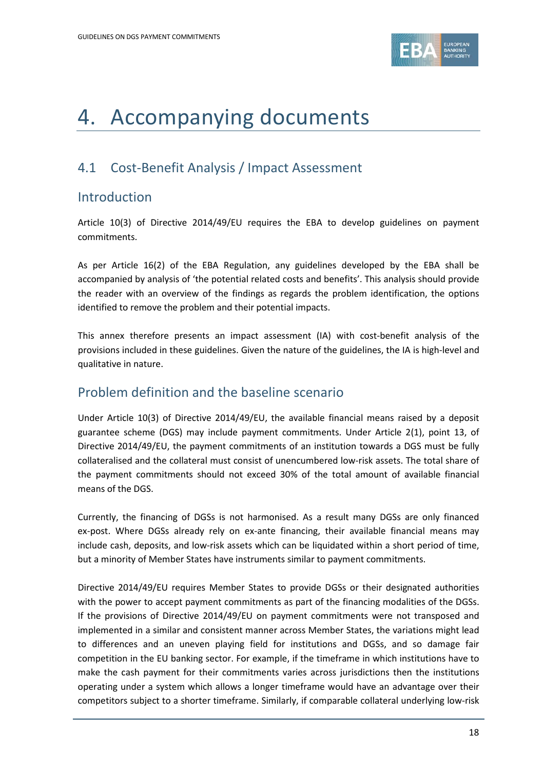# 4. Accompanying documents

## 4.1 Cost-Benefit Analysis / Impact Assessment

### Introduction

Article 10(3) of Directive 2014/49/EU requires the EBA to develop guidelines on payment commitments.

As per Article 16(2) of the EBA Regulation, any guidelines developed by the EBA shall be accompanied by analysis of 'the potential related costs and benefits'. This analysis should provide the reader with an overview of the findings as regards the problem identification, the options identified to remove the problem and their potential impacts.

This annex therefore presents an impact assessment (IA) with cost-benefit analysis of the provisions included in these guidelines. Given the nature of the guidelines, the IA is high-level and qualitative in nature.

### Problem definition and the baseline scenario

Under Article 10(3) of Directive 2014/49/EU, the available financial means raised by a deposit guarantee scheme (DGS) may include payment commitments. Under Article 2(1), point 13, of Directive 2014/49/EU, the payment commitments of an institution towards a DGS must be fully collateralised and the collateral must consist of unencumbered low-risk assets. The total share of the payment commitments should not exceed 30% of the total amount of available financial means of the DGS.

Currently, the financing of DGSs is not harmonised. As a result many DGSs are only financed ex-post. Where DGSs already rely on ex-ante financing, their available financial means may include cash, deposits, and low-risk assets which can be liquidated within a short period of time, but a minority of Member States have instruments similar to payment commitments.

Directive 2014/49/EU requires Member States to provide DGSs or their designated authorities with the power to accept payment commitments as part of the financing modalities of the DGSs. If the provisions of Directive 2014/49/EU on payment commitments were not transposed and implemented in a similar and consistent manner across Member States, the variations might lead to differences and an uneven playing field for institutions and DGSs, and so damage fair competition in the EU banking sector. For example, if the timeframe in which institutions have to make the cash payment for their commitments varies across jurisdictions then the institutions operating under a system which allows a longer timeframe would have an advantage over their competitors subject to a shorter timeframe. Similarly, if comparable collateral underlying low-risk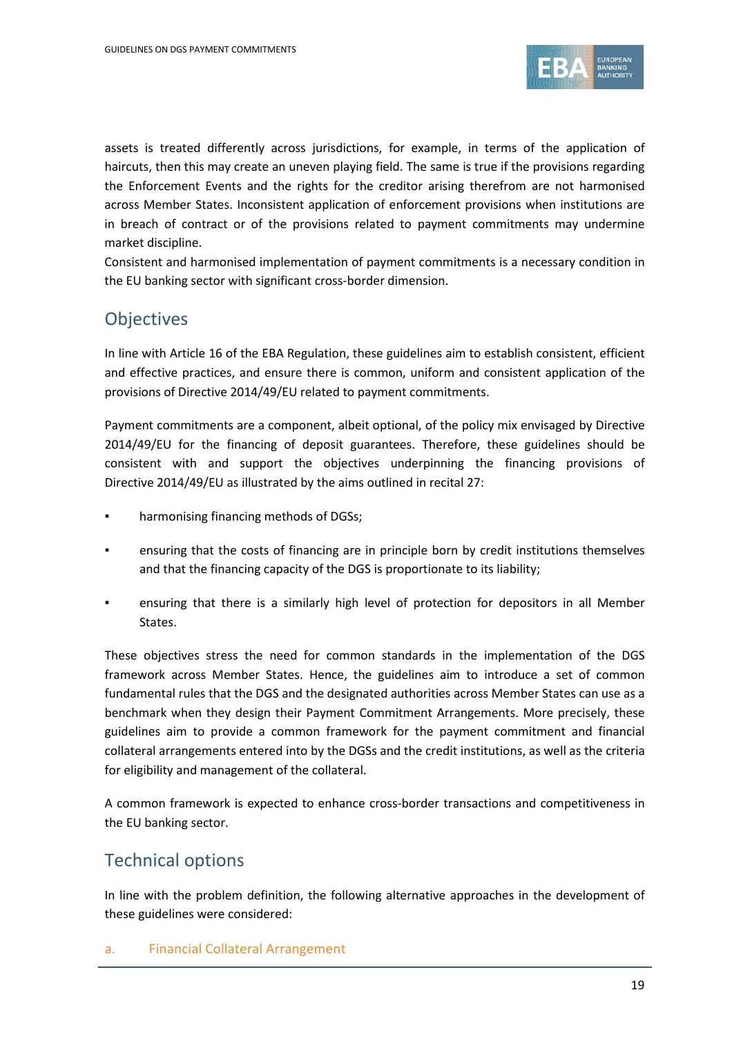assets is treated differently across jurisdictions, for example, in terms of the application of haircuts, then this may create an uneven playing field. The same is true if the provisions regarding the Enforcement Events and the rights for the creditor arising therefrom are not harmonised across Member States. Inconsistent application of enforcement provisions when institutions are in breach of contract or of the provisions related to payment commitments may undermine market discipline.

Consistent and harmonised implementation of payment commitments is a necessary condition in the EU banking sector with significant cross-border dimension.

## Objectives

In line with Article 16 of the EBA Regulation, these guidelines aim to establish consistent, efficient and effective practices, and ensure there is common, uniform and consistent application of the provisions of Directive 2014/49/EU related to payment commitments.

Payment commitments are a component, albeit optional, of the policy mix envisaged by Directive 2014/49/EU for the financing of deposit guarantees. Therefore, these guidelines should be consistent with and support the objectives underpinning the financing provisions of Directive 2014/49/EU as illustrated by the aims outlined in recital 27:

- harmonising financing methods of DGSs;
- ensuring that the costs of financing are in principle born by credit institutions themselves and that the financing capacity of the DGS is proportionate to its liability;
- ensuring that there is a similarly high level of protection for depositors in all Member States.

These objectives stress the need for common standards in the implementation of the DGS framework across Member States. Hence, the guidelines aim to introduce a set of common fundamental rules that the DGS and the designated authorities across Member States can use as a benchmark when they design their Payment Commitment Arrangements. More precisely, these guidelines aim to provide a common framework for the payment commitment and financial collateral arrangements entered into by the DGSs and the credit institutions, as well as the criteria for eligibility and management of the collateral.

A common framework is expected to enhance cross-border transactions and competitiveness in the EU banking sector.

## Technical options

In line with the problem definition, the following alternative approaches in the development of these guidelines were considered:

### a. Financial Collateral Arrangement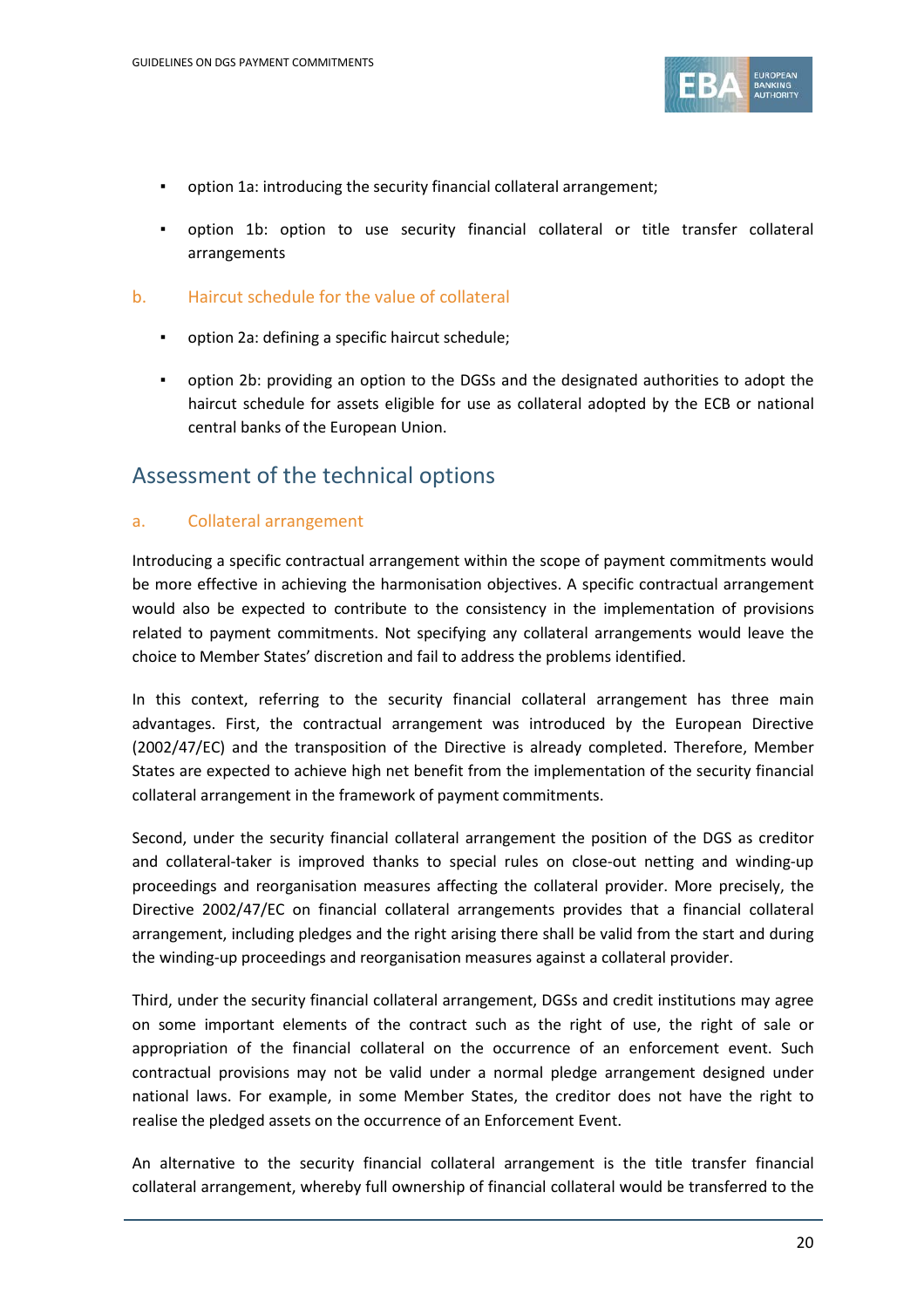- option 1a: introducing the security financial collateral arrangement;
- option 1b: option to use security financial collateral or title transfer collateral arrangements

### b. Haircut schedule for the value of collateral

- option 2a: defining a specific haircut schedule;
- option 2b: providing an option to the DGSs and the designated authorities to adopt the haircut schedule for assets eligible for use as collateral adopted by the ECB or national central banks of the European Union.

## Assessment of the technical options

### a. Collateral arrangement

Introducing a specific contractual arrangement within the scope of payment commitments would be more effective in achieving the harmonisation objectives. A specific contractual arrangement would also be expected to contribute to the consistency in the implementation of provisions related to payment commitments. Not specifying any collateral arrangements would leave the choice to Member States' discretion and fail to address the problems identified.

In this context, referring to the security financial collateral arrangement has three main advantages. First, the contractual arrangement was introduced by the European Directive (2002/47/EC) and the transposition of the Directive is already completed. Therefore, Member States are expected to achieve high net benefit from the implementation of the security financial collateral arrangement in the framework of payment commitments.

Second, under the security financial collateral arrangement the position of the DGS as creditor and collateral-taker is improved thanks to special rules on close-out netting and winding-up proceedings and reorganisation measures affecting the collateral provider. More precisely, the Directive 2002/47/EC on financial collateral arrangements provides that a financial collateral arrangement, including pledges and the right arising there shall be valid from the start and during the winding-up proceedings and reorganisation measures against a collateral provider.

Third, under the security financial collateral arrangement, DGSs and credit institutions may agree on some important elements of the contract such as the right of use, the right of sale or appropriation of the financial collateral on the occurrence of an enforcement event. Such contractual provisions may not be valid under a normal pledge arrangement designed under national laws. For example, in some Member States, the creditor does not have the right to realise the pledged assets on the occurrence of an Enforcement Event.

An alternative to the security financial collateral arrangement is the title transfer financial collateral arrangement, whereby full ownership of financial collateral would be transferred to the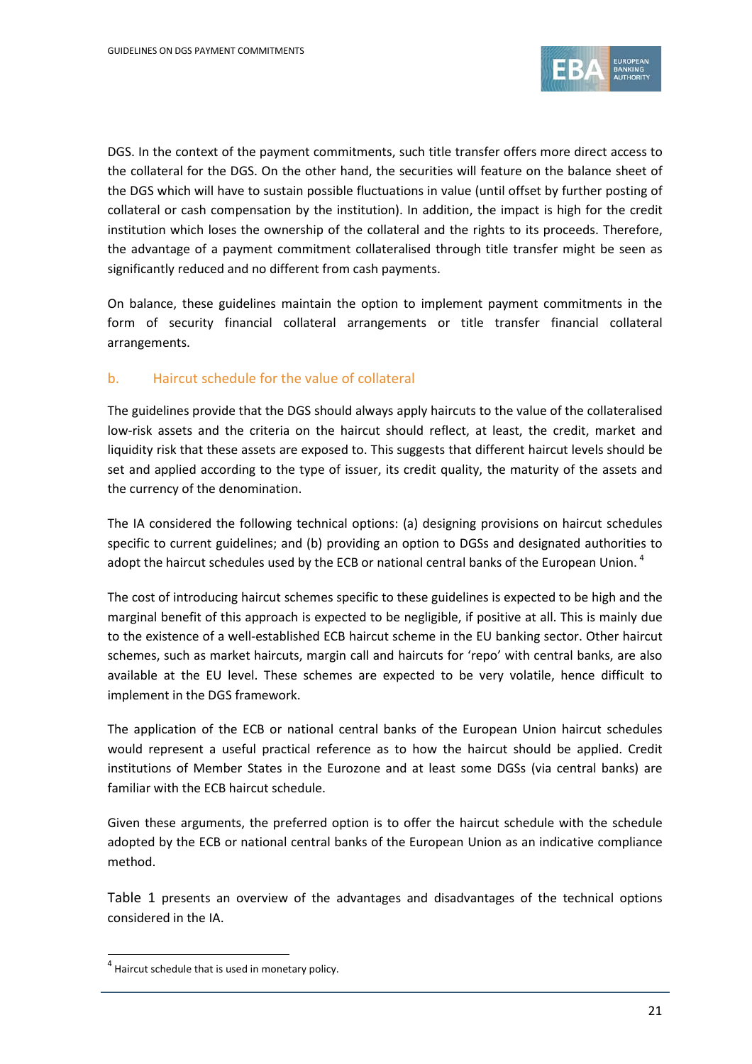DGS. In the context of the payment commitments, such title transfer offers more direct access to the collateral for the DGS. On the other hand, the securities will feature on the balance sheet of the DGS which will have to sustain possible fluctuations in value (until offset by further posting of collateral or cash compensation by the institution). In addition, the impact is high for the credit institution which loses the ownership of the collateral and the rights to its proceeds. Therefore, the advantage of a payment commitment collateralised through title transfer might be seen as significantly reduced and no different from cash payments.

On balance, these guidelines maintain the option to implement payment commitments in the form of security financial collateral arrangements or title transfer financial collateral arrangements.

### b. Haircut schedule for the value of collateral

The guidelines provide that the DGS should always apply haircuts to the value of the collateralised low-risk assets and the criteria on the haircut should reflect, at least, the credit, market and liquidity risk that these assets are exposed to. This suggests that different haircut levels should be set and applied according to the type of issuer, its credit quality, the maturity of the assets and the currency of the denomination.

The IA considered the following technical options: (a) designing provisions on haircut schedules specific to current guidelines; and (b) providing an option to DGSs and designated authorities to adopt the haircut schedules used by the ECB or national central banks of the European Union.[4]

The cost of introducing haircut schemes specific to these guidelines is expected to be high and the marginal benefit of this approach is expected to be negligible, if positive at all. This is mainly due to the existence of a well-established ECB haircut scheme in the EU banking sector. Other haircut schemes, such as market haircuts, margin call and haircuts for 'repo' with central banks, are also available at the EU level. These schemes are expected to be very volatile, hence difficult to implement in the DGS framework.

The application of the ECB or national central banks of the European Union haircut schedules would represent a useful practical reference as to how the haircut should be applied. Credit institutions of Member States in the Eurozone and at least some DGSs (via central banks) are familiar with the ECB haircut schedule.

Given these arguments, the preferred option is to offer the haircut schedule with the schedule adopted by the ECB or national central banks of the European Union as an indicative compliance method.

Table 1 presents an overview of the advantages and disadvantages of the technical options considered in the IA.

[4] Haircut schedule that is used in monetary policy.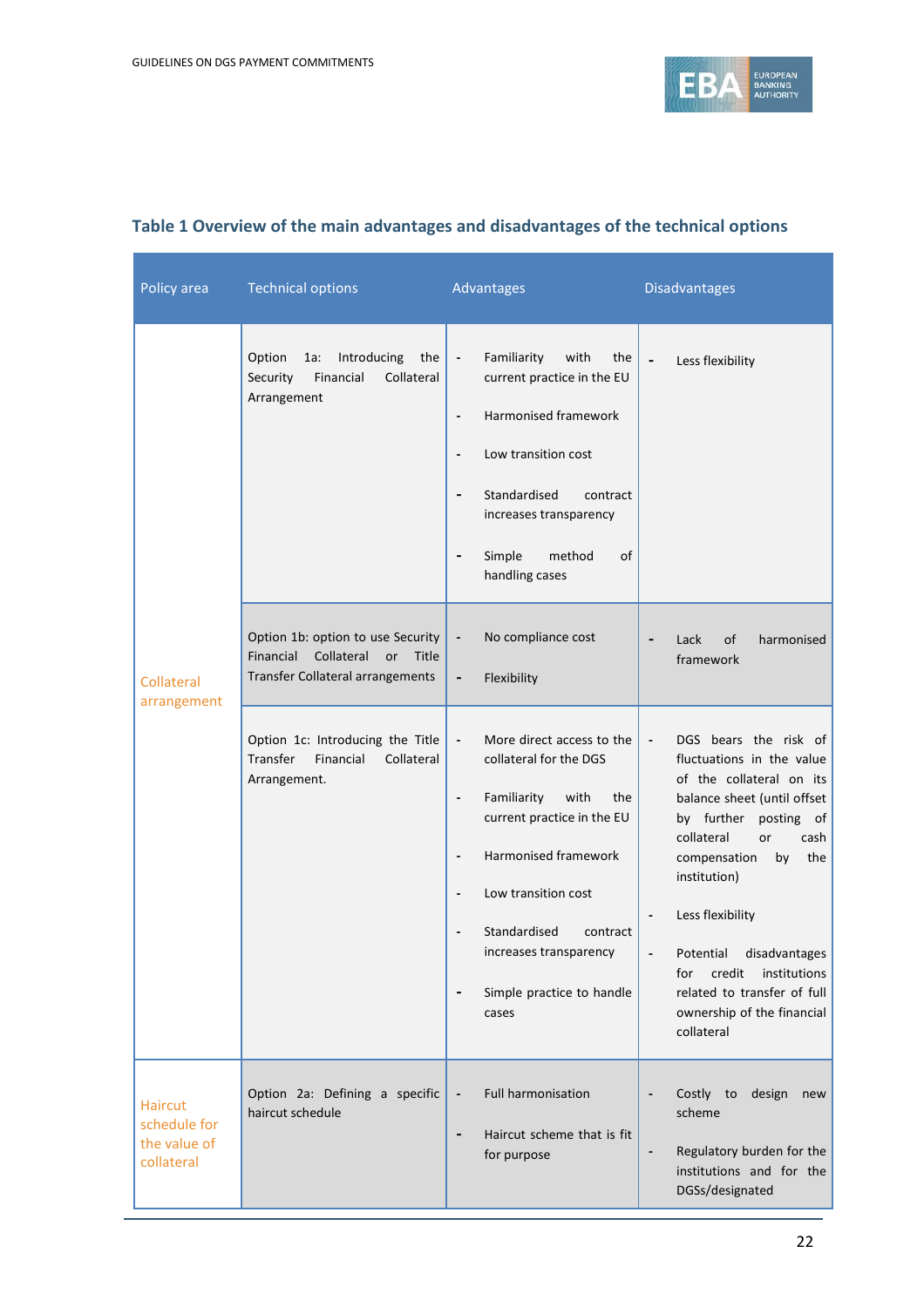### Table 1 Overview of the main advantages and disadvantages of the technical options

| Policy area | Technical options | Advantages | Disadvantages |
|---|---|---|---|
| Collateral arrangement | Option 1a: Introducing the Security Financial Collateral Arrangement | - Familiarity with the current practice in the EU<br>- Harmonised framework<br>- Low transition cost<br>- Standardised contract increases transparency<br>- Simple method of handling cases | - Less flexibility |
| | Option 1b: option to use Security Financial Collateral or Title Transfer Collateral arrangements | - No compliance cost<br>- Flexibility | - Lack of harmonised framework |
| | Option 1c: Introducing the Title Transfer Financial Collateral Arrangement. | - More direct access to the collateral for the DGS<br>- Familiarity with the current practice in the EU<br>- Harmonised framework<br>- Low transition cost<br>- Standardised contract increases transparency<br>- Simple practice to handle cases | - DGS bears the risk of fluctuations in the value of the collateral on its balance sheet (until offset by further posting of collateral or cash compensation by the institution)<br>- Less flexibility<br>- Potential disadvantages for credit institutions related to transfer of full ownership of the financial collateral |
| Haircut schedule for the value of collateral | Option 2a: Defining a specific haircut schedule | - Full harmonisation<br>- Haircut scheme that is fit for purpose | - Costly to design new scheme<br>- Regulatory burden for the institutions and for the DGSs/designated |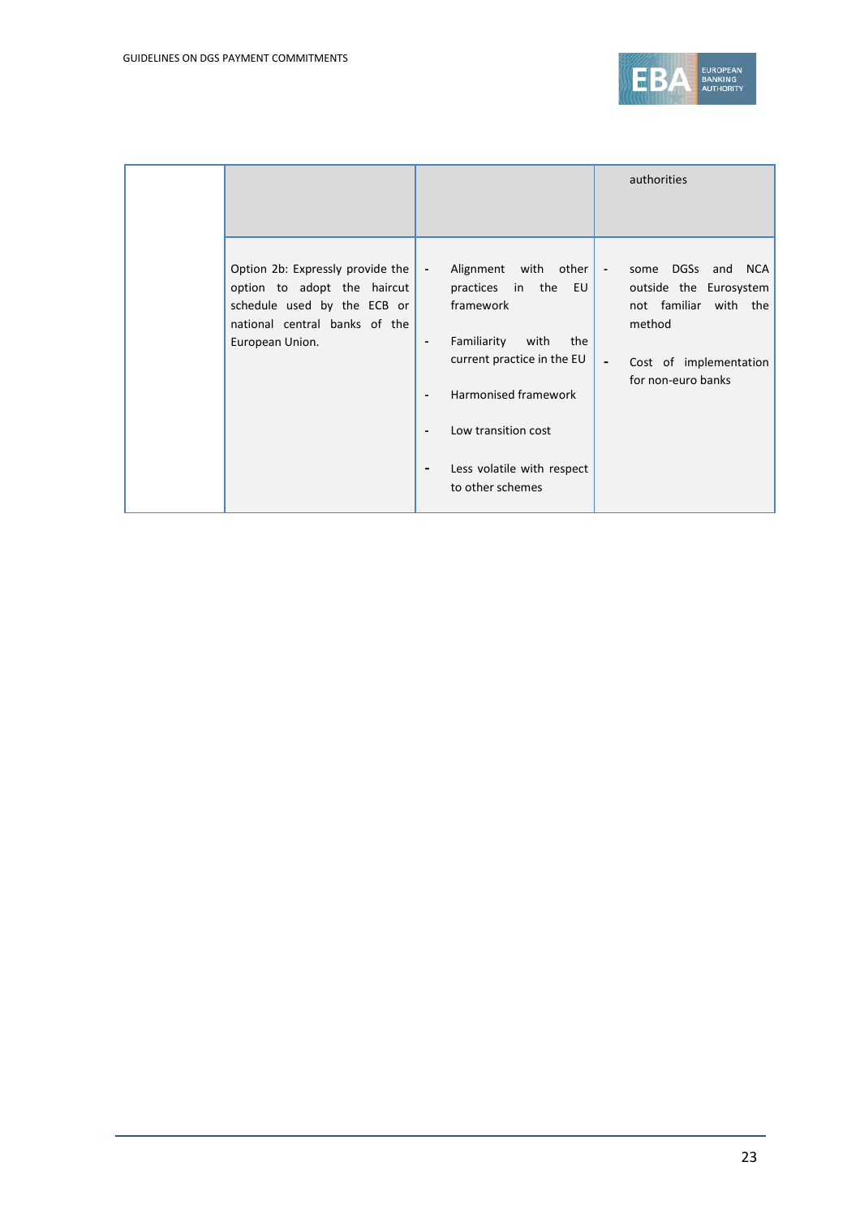| | | | |
|---|---|---|---|
| | | | authorities |
| | Option 2b: Expressly provide the option to adopt the haircut schedule used by the ECB or national central banks of the European Union. | - Alignment with other practices in the EU framework<br><br>- Familiarity with the current practice in the EU<br><br>- Harmonised framework<br><br>- Low transition cost<br><br>- Less volatile with respect to other schemes | - some DGSs and NCA outside the Eurosystem not familiar with the method<br><br>- Cost of implementation for non-euro banks |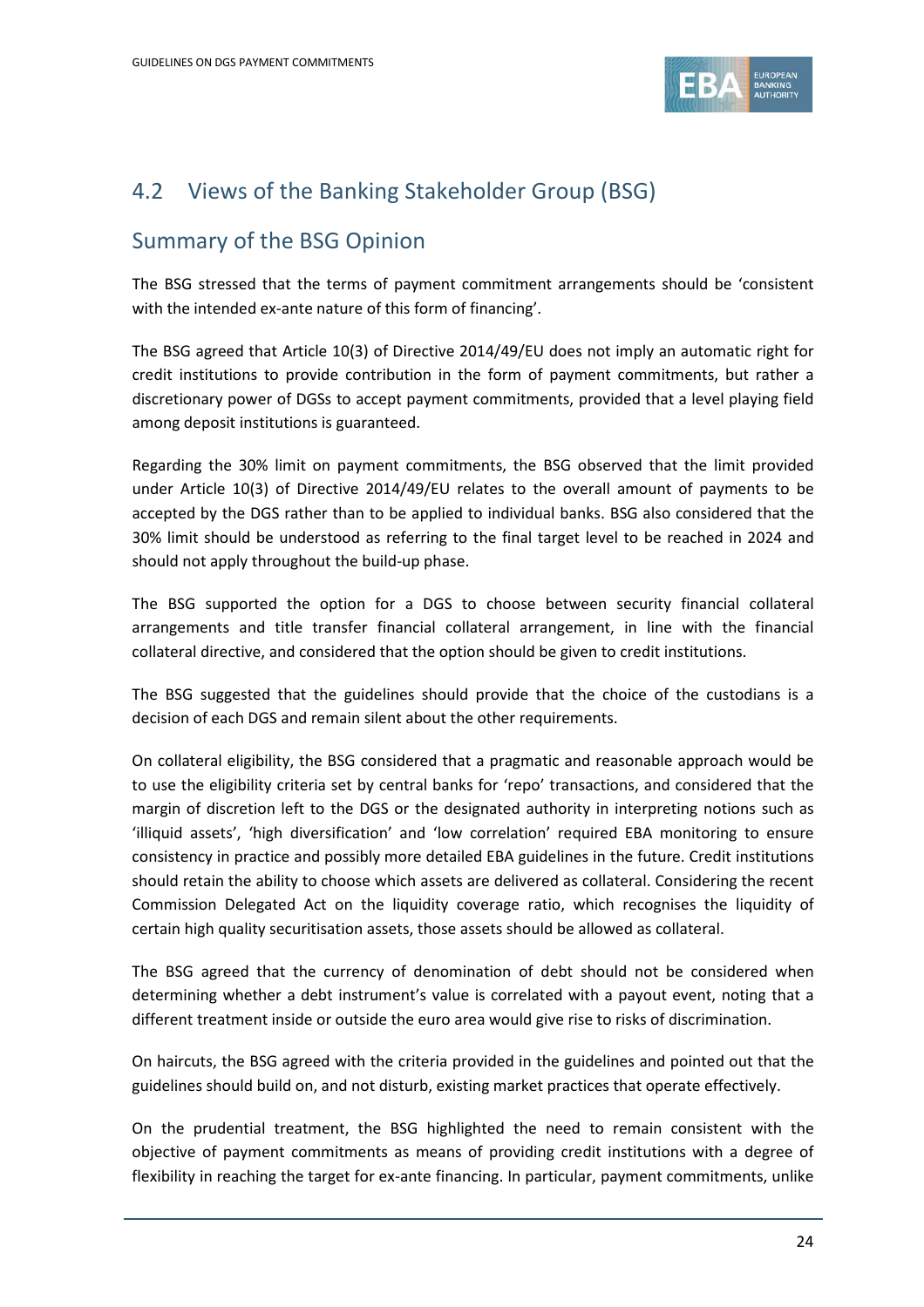## 4.2 Views of the Banking Stakeholder Group (BSG)

### Summary of the BSG Opinion

The BSG stressed that the terms of payment commitment arrangements should be 'consistent with the intended ex-ante nature of this form of financing'.

The BSG agreed that Article 10(3) of Directive 2014/49/EU does not imply an automatic right for credit institutions to provide contribution in the form of payment commitments, but rather a discretionary power of DGSs to accept payment commitments, provided that a level playing field among deposit institutions is guaranteed.

Regarding the 30% limit on payment commitments, the BSG observed that the limit provided under Article 10(3) of Directive 2014/49/EU relates to the overall amount of payments to be accepted by the DGS rather than to be applied to individual banks. BSG also considered that the 30% limit should be understood as referring to the final target level to be reached in 2024 and should not apply throughout the build-up phase.

The BSG supported the option for a DGS to choose between security financial collateral arrangements and title transfer financial collateral arrangement, in line with the financial collateral directive, and considered that the option should be given to credit institutions.

The BSG suggested that the guidelines should provide that the choice of the custodians is a decision of each DGS and remain silent about the other requirements.

On collateral eligibility, the BSG considered that a pragmatic and reasonable approach would be to use the eligibility criteria set by central banks for 'repo' transactions, and considered that the margin of discretion left to the DGS or the designated authority in interpreting notions such as 'illiquid assets', 'high diversification' and 'low correlation' required EBA monitoring to ensure consistency in practice and possibly more detailed EBA guidelines in the future. Credit institutions should retain the ability to choose which assets are delivered as collateral. Considering the recent Commission Delegated Act on the liquidity coverage ratio, which recognises the liquidity of certain high quality securitisation assets, those assets should be allowed as collateral.

The BSG agreed that the currency of denomination of debt should not be considered when determining whether a debt instrument's value is correlated with a payout event, noting that a different treatment inside or outside the euro area would give rise to risks of discrimination.

On haircuts, the BSG agreed with the criteria provided in the guidelines and pointed out that the guidelines should build on, and not disturb, existing market practices that operate effectively.

On the prudential treatment, the BSG highlighted the need to remain consistent with the objective of payment commitments as means of providing credit institutions with a degree of flexibility in reaching the target for ex-ante financing. In particular, payment commitments, unlike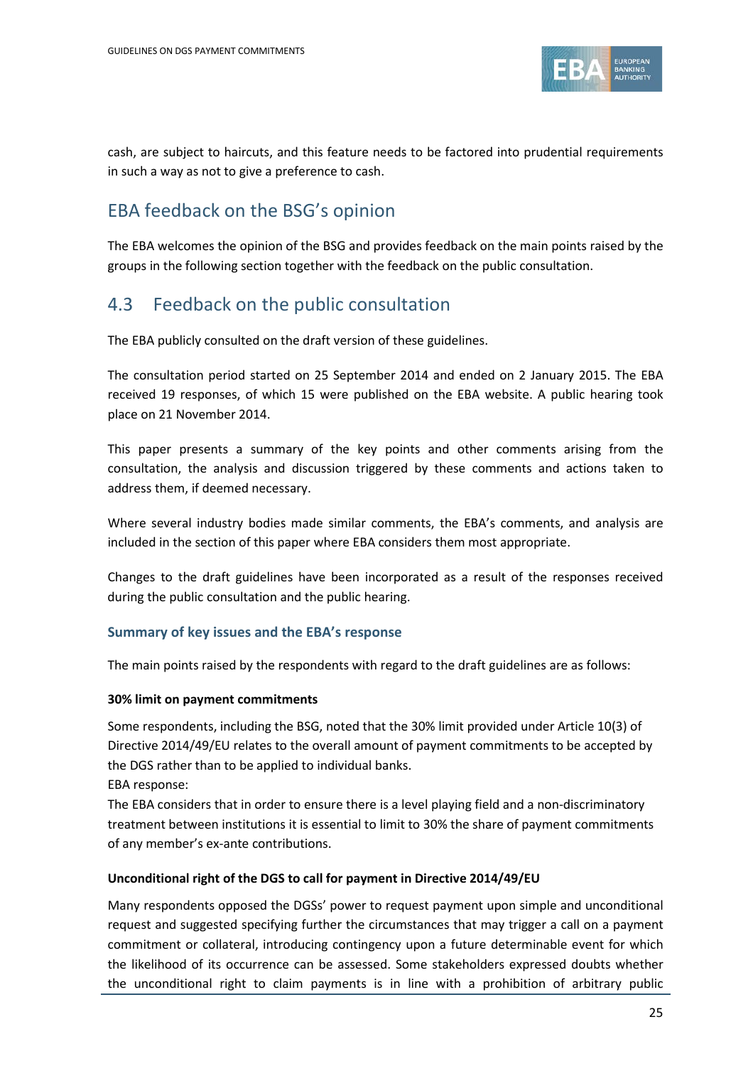cash, are subject to haircuts, and this feature needs to be factored into prudential requirements in such a way as not to give a preference to cash.

## EBA feedback on the BSG's opinion

The EBA welcomes the opinion of the BSG and provides feedback on the main points raised by the groups in the following section together with the feedback on the public consultation.

## 4.3 Feedback on the public consultation

The EBA publicly consulted on the draft version of these guidelines.

The consultation period started on 25 September 2014 and ended on 2 January 2015. The EBA received 19 responses, of which 15 were published on the EBA website. A public hearing took place on 21 November 2014.

This paper presents a summary of the key points and other comments arising from the consultation, the analysis and discussion triggered by these comments and actions taken to address them, if deemed necessary.

Where several industry bodies made similar comments, the EBA's comments, and analysis are included in the section of this paper where EBA considers them most appropriate.

Changes to the draft guidelines have been incorporated as a result of the responses received during the public consultation and the public hearing.

### Summary of key issues and the EBA's response

The main points raised by the respondents with regard to the draft guidelines are as follows:

**30% limit on payment commitments**

Some respondents, including the BSG, noted that the 30% limit provided under Article 10(3) of Directive 2014/49/EU relates to the overall amount of payment commitments to be accepted by the DGS rather than to be applied to individual banks.

EBA response:

The EBA considers that in order to ensure there is a level playing field and a non-discriminatory treatment between institutions it is essential to limit to 30% the share of payment commitments of any member's ex-ante contributions.

**Unconditional right of the DGS to call for payment in Directive 2014/49/EU**

Many respondents opposed the DGSs' power to request payment upon simple and unconditional request and suggested specifying further the circumstances that may trigger a call on a payment commitment or collateral, introducing contingency upon a future determinable event for which the likelihood of its occurrence can be assessed. Some stakeholders expressed doubts whether the unconditional right to claim payments is in line with a prohibition of arbitrary public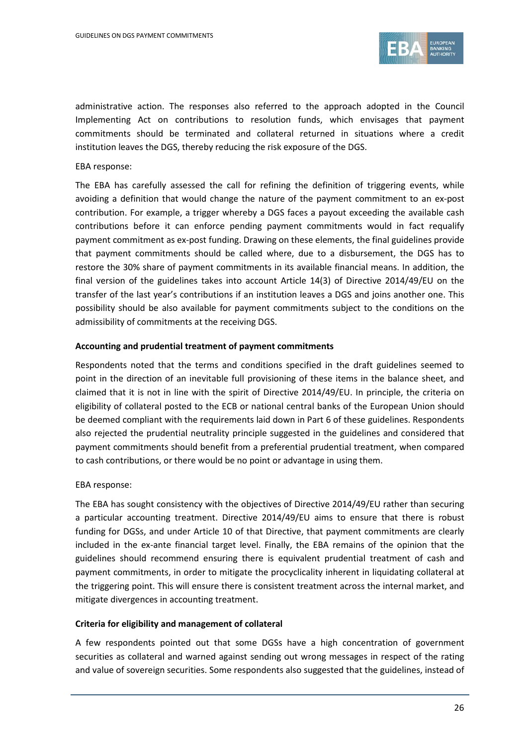administrative action. The responses also referred to the approach adopted in the Council Implementing Act on contributions to resolution funds, which envisages that payment commitments should be terminated and collateral returned in situations where a credit institution leaves the DGS, thereby reducing the risk exposure of the DGS.

EBA response:

The EBA has carefully assessed the call for refining the definition of triggering events, while avoiding a definition that would change the nature of the payment commitment to an ex-post contribution. For example, a trigger whereby a DGS faces a payout exceeding the available cash contributions before it can enforce pending payment commitments would in fact requalify payment commitment as ex-post funding. Drawing on these elements, the final guidelines provide that payment commitments should be called where, due to a disbursement, the DGS has to restore the 30% share of payment commitments in its available financial means. In addition, the final version of the guidelines takes into account Article 14(3) of Directive 2014/49/EU on the transfer of the last year's contributions if an institution leaves a DGS and joins another one. This possibility should be also available for payment commitments subject to the conditions on the admissibility of commitments at the receiving DGS.

**Accounting and prudential treatment of payment commitments**

Respondents noted that the terms and conditions specified in the draft guidelines seemed to point in the direction of an inevitable full provisioning of these items in the balance sheet, and claimed that it is not in line with the spirit of Directive 2014/49/EU. In principle, the criteria on eligibility of collateral posted to the ECB or national central banks of the European Union should be deemed compliant with the requirements laid down in Part 6 of these guidelines. Respondents also rejected the prudential neutrality principle suggested in the guidelines and considered that payment commitments should benefit from a preferential prudential treatment, when compared to cash contributions, or there would be no point or advantage in using them.

EBA response:

The EBA has sought consistency with the objectives of Directive 2014/49/EU rather than securing a particular accounting treatment. Directive 2014/49/EU aims to ensure that there is robust funding for DGSs, and under Article 10 of that Directive, that payment commitments are clearly included in the ex-ante financial target level. Finally, the EBA remains of the opinion that the guidelines should recommend ensuring there is equivalent prudential treatment of cash and payment commitments, in order to mitigate the procyclicality inherent in liquidating collateral at the triggering point. This will ensure there is consistent treatment across the internal market, and mitigate divergences in accounting treatment.

**Criteria for eligibility and management of collateral**

A few respondents pointed out that some DGSs have a high concentration of government securities as collateral and warned against sending out wrong messages in respect of the rating and value of sovereign securities. Some respondents also suggested that the guidelines, instead of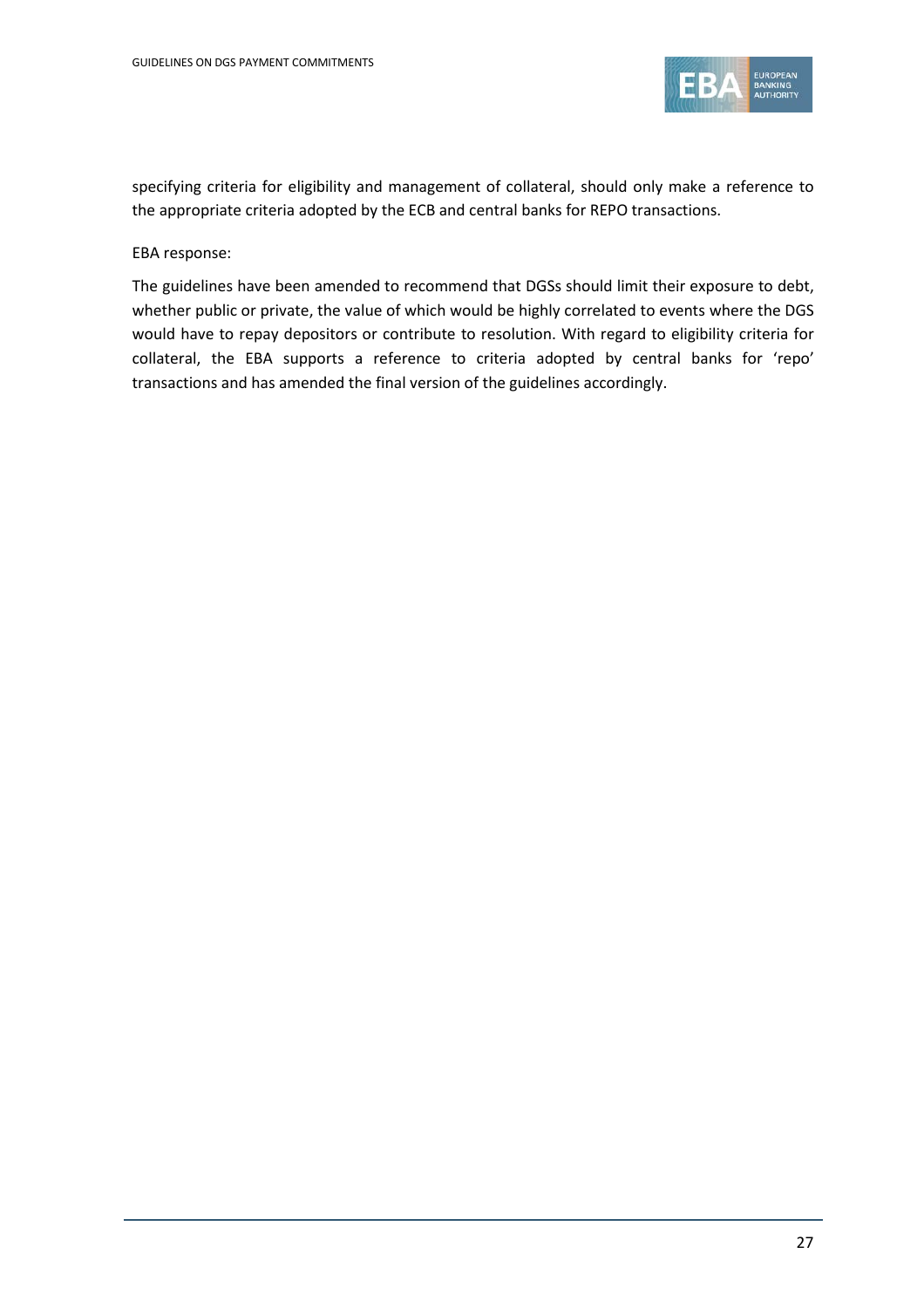specifying criteria for eligibility and management of collateral, should only make a reference to the appropriate criteria adopted by the ECB and central banks for REPO transactions.

EBA response:

The guidelines have been amended to recommend that DGSs should limit their exposure to debt, whether public or private, the value of which would be highly correlated to events where the DGS would have to repay depositors or contribute to resolution. With regard to eligibility criteria for collateral, the EBA supports a reference to criteria adopted by central banks for 'repo' transactions and has amended the final version of the guidelines accordingly.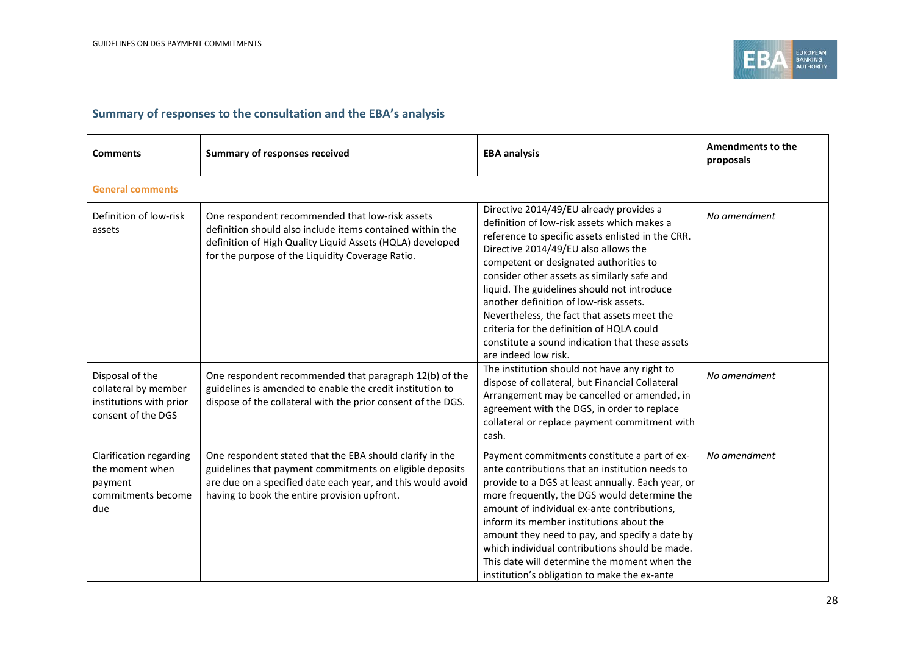## Summary of responses to the consultation and the EBA's analysis

| Comments | Summary of responses received | EBA analysis | Amendments to the proposals |
|---|---|---|---|
| **General comments** | | | |
| Definition of low-risk assets | One respondent recommended that low-risk assets definition should also include items contained within the definition of High Quality Liquid Assets (HQLA) developed for the purpose of the Liquidity Coverage Ratio. | Directive 2014/49/EU already provides a definition of low-risk assets which makes a reference to specific assets enlisted in the CRR. Directive 2014/49/EU also allows the competent or designated authorities to consider other assets as similarly safe and liquid. The guidelines should not introduce another definition of low-risk assets. Nevertheless, the fact that assets meet the criteria for the definition of HQLA could constitute a sound indication that these assets are indeed low risk. | *No amendment* |
| Disposal of the collateral by member institutions with prior consent of the DGS | One respondent recommended that paragraph 12(b) of the guidelines is amended to enable the credit institution to dispose of the collateral with the prior consent of the DGS. | The institution should not have any right to dispose of collateral, but Financial Collateral Arrangement may be cancelled or amended, in agreement with the DGS, in order to replace collateral or replace payment commitment with cash. | *No amendment* |
| Clarification regarding the moment when payment commitments become due | One respondent stated that the EBA should clarify in the guidelines that payment commitments on eligible deposits are due on a specified date each year, and this would avoid having to book the entire provision upfront. | Payment commitments constitute a part of ex-ante contributions that an institution needs to provide to a DGS at least annually. Each year, or more frequently, the DGS would determine the amount of individual ex-ante contributions, inform its member institutions about the amount they need to pay, and specify a date by which individual contributions should be made. This date will determine the moment when the institution's obligation to make the ex-ante | *No amendment* |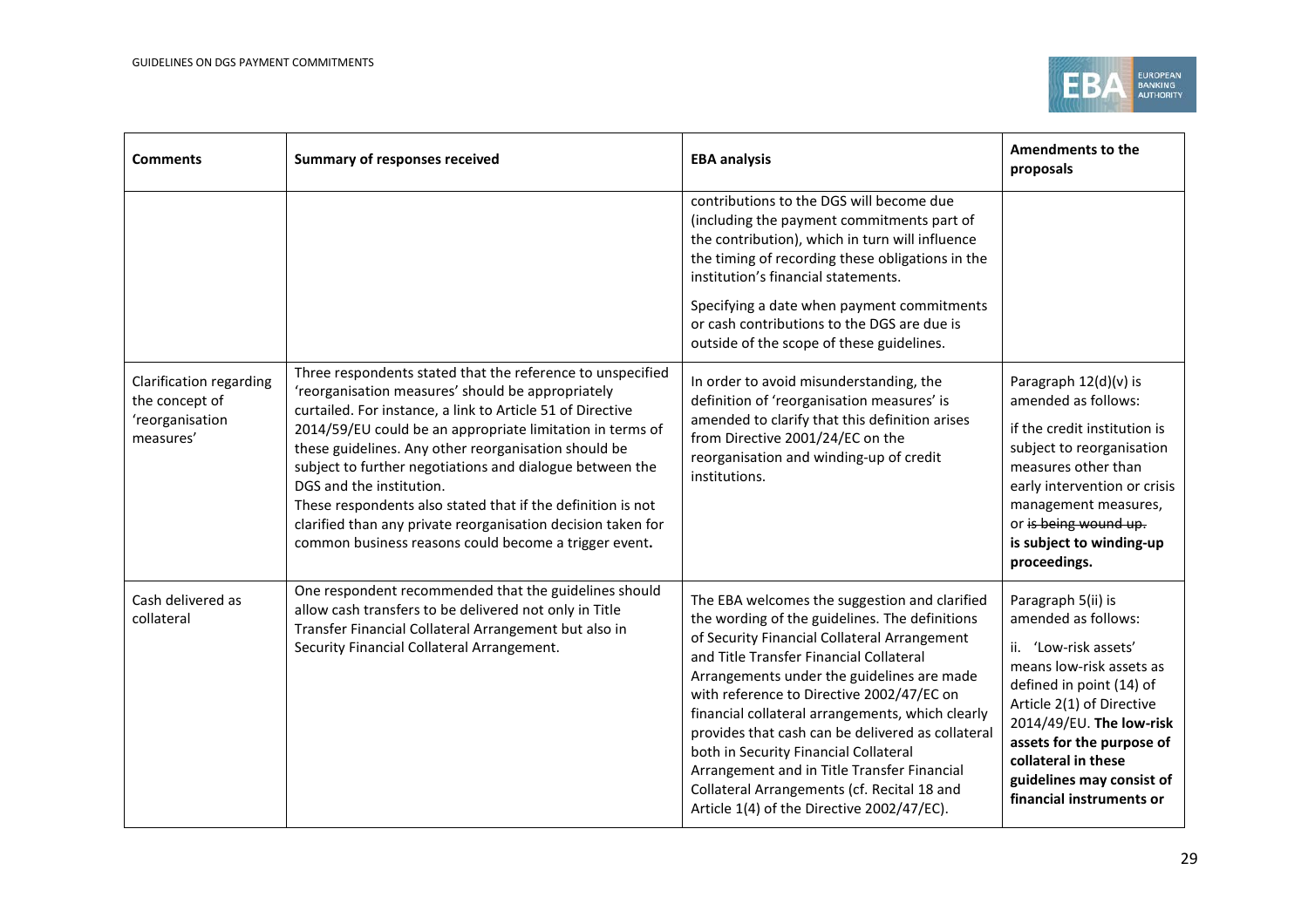| Comments | Summary of responses received | EBA analysis | Amendments to the proposals |
|---|---|---|---|
| | | contributions to the DGS will become due (including the payment commitments part of the contribution), which in turn will influence the timing of recording these obligations in the institution's financial statements.<br><br>Specifying a date when payment commitments or cash contributions to the DGS are due is outside of the scope of these guidelines. | |
| Clarification regarding the concept of 'reorganisation measures' | Three respondents stated that the reference to unspecified 'reorganisation measures' should be appropriately curtailed. For instance, a link to Article 51 of Directive 2014/59/EU could be an appropriate limitation in terms of these guidelines. Any other reorganisation should be subject to further negotiations and dialogue between the DGS and the institution.<br>These respondents also stated that if the definition is not clarified than any private reorganisation decision taken for common business reasons could become a trigger event**.** | In order to avoid misunderstanding, the definition of 'reorganisation measures' is amended to clarify that this definition arises from Directive 2001/24/EC on the reorganisation and winding-up of credit institutions. | Paragraph 12(d)(v) is amended as follows:<br><br>if the credit institution is subject to reorganisation measures other than early intervention or crisis management measures, or ~~is being wound up.~~ **is subject to winding-up proceedings.** |
| Cash delivered as collateral | One respondent recommended that the guidelines should allow cash transfers to be delivered not only in Title Transfer Financial Collateral Arrangement but also in Security Financial Collateral Arrangement. | The EBA welcomes the suggestion and clarified the wording of the guidelines. The definitions of Security Financial Collateral Arrangement and Title Transfer Financial Collateral Arrangements under the guidelines are made with reference to Directive 2002/47/EC on financial collateral arrangements, which clearly provides that cash can be delivered as collateral both in Security Financial Collateral Arrangement and in Title Transfer Financial Collateral Arrangements (cf. Recital 18 and Article 1(4) of the Directive 2002/47/EC). | Paragraph 5(ii) is amended as follows:<br><br>ii. 'Low-risk assets' means low-risk assets as defined in point (14) of Article 2(1) of Directive 2014/49/EU. **The low-risk assets for the purpose of collateral in these guidelines may consist of financial instruments or** |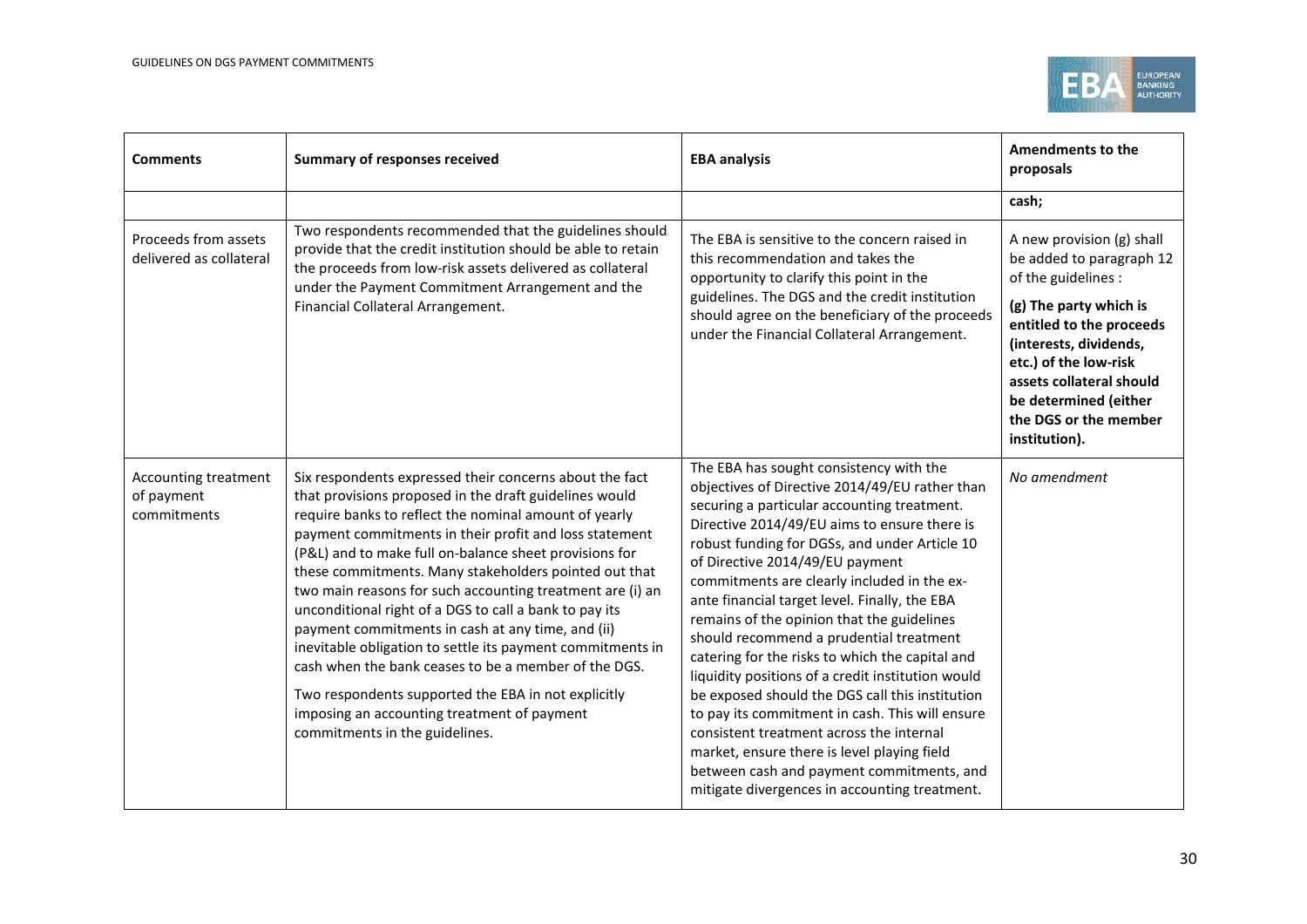| Comments | Summary of responses received | EBA analysis | Amendments to the proposals |
|---|---|---|---|
| | | | **cash;** |
| Proceeds from assets delivered as collateral | Two respondents recommended that the guidelines should provide that the credit institution should be able to retain the proceeds from low-risk assets delivered as collateral under the Payment Commitment Arrangement and the Financial Collateral Arrangement. | The EBA is sensitive to the concern raised in this recommendation and takes the opportunity to clarify this point in the guidelines. The DGS and the credit institution should agree on the beneficiary of the proceeds under the Financial Collateral Arrangement. | A new provision (g) shall be added to paragraph 12 of the guidelines :<br><br>**(g) The party which is entitled to the proceeds (interests, dividends, etc.) of the low-risk assets collateral should be determined (either the DGS or the member institution).** |
| Accounting treatment of payment commitments | Six respondents expressed their concerns about the fact that provisions proposed in the draft guidelines would require banks to reflect the nominal amount of yearly payment commitments in their profit and loss statement (P&L) and to make full on-balance sheet provisions for these commitments. Many stakeholders pointed out that two main reasons for such accounting treatment are (i) an unconditional right of a DGS to call a bank to pay its payment commitments in cash at any time, and (ii) inevitable obligation to settle its payment commitments in cash when the bank ceases to be a member of the DGS.<br><br>Two respondents supported the EBA in not explicitly imposing an accounting treatment of payment commitments in the guidelines. | The EBA has sought consistency with the objectives of Directive 2014/49/EU rather than securing a particular accounting treatment. Directive 2014/49/EU aims to ensure there is robust funding for DGSs, and under Article 10 of Directive 2014/49/EU payment commitments are clearly included in the ex-ante financial target level. Finally, the EBA remains of the opinion that the guidelines should recommend a prudential treatment catering for the risks to which the capital and liquidity positions of a credit institution would be exposed should the DGS call this institution to pay its commitment in cash. This will ensure consistent treatment across the internal market, ensure there is level playing field between cash and payment commitments, and mitigate divergences in accounting treatment. | *No amendment* |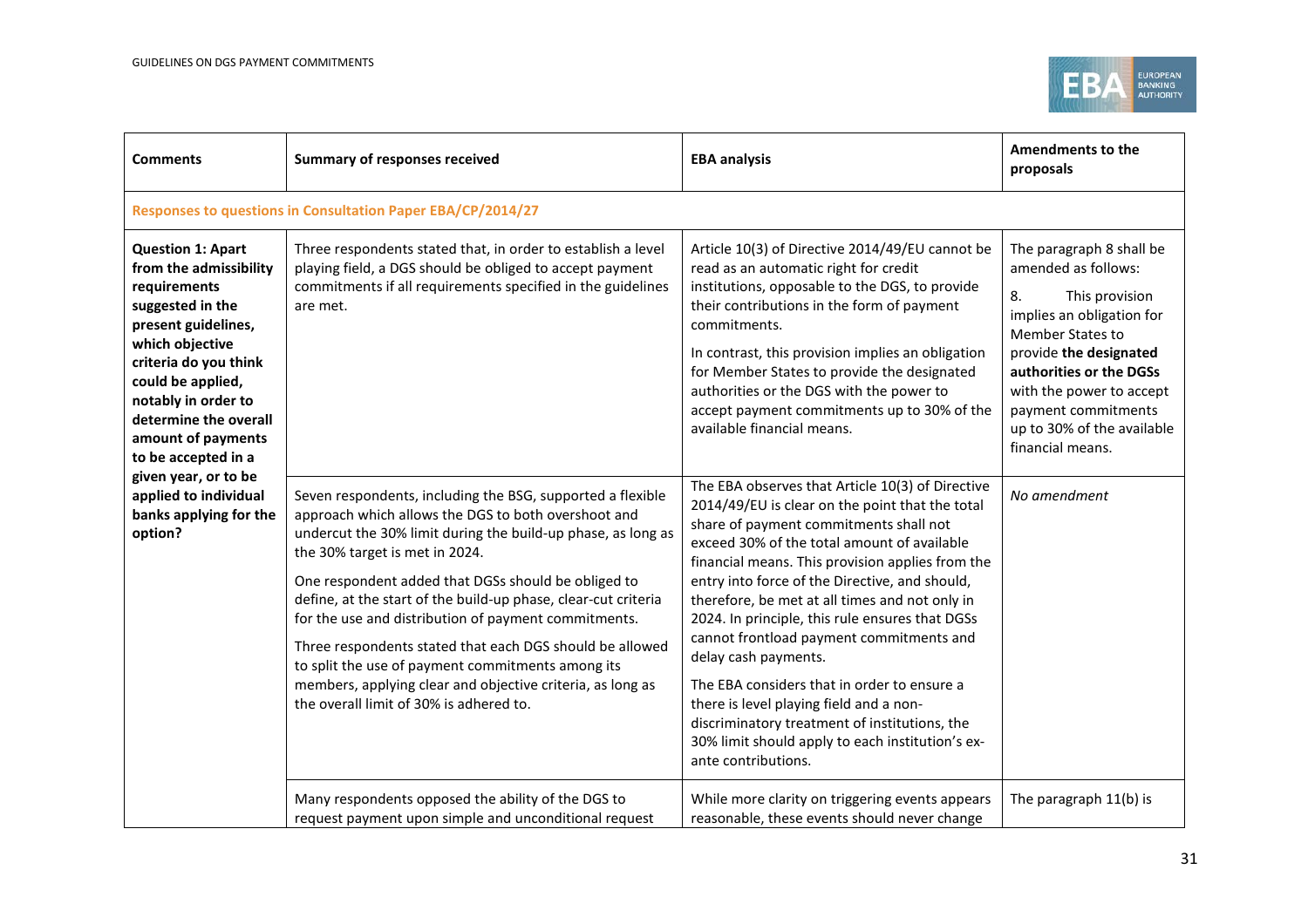| Comments | Summary of responses received | EBA analysis | Amendments to the proposals |
|---|---|---|---|
| **Responses to questions in Consultation Paper EBA/CP/2014/27** | | | |
| **Question 1: Apart from the admissibility requirements suggested in the present guidelines, which objective criteria do you think could be applied, notably in order to determine the overall amount of payments to be accepted in a given year, or to be applied to individual banks applying for the option?** | Three respondents stated that, in order to establish a level playing field, a DGS should be obliged to accept payment commitments if all requirements specified in the guidelines are met. | Article 10(3) of Directive 2014/49/EU cannot be read as an automatic right for credit institutions, opposable to the DGS, to provide their contributions in the form of payment commitments.<br><br>In contrast, this provision implies an obligation for Member States to provide the designated authorities or the DGS with the power to accept payment commitments up to 30% of the available financial means. | The paragraph 8 shall be amended as follows:<br><br>8. This provision implies an obligation for Member States to provide **the designated authorities or the DGSs** with the power to accept payment commitments up to 30% of the available financial means. |
| | Seven respondents, including the BSG, supported a flexible approach which allows the DGS to both overshoot and undercut the 30% limit during the build-up phase, as long as the 30% target is met in 2024.<br><br>One respondent added that DGSs should be obliged to define, at the start of the build-up phase, clear-cut criteria for the use and distribution of payment commitments.<br><br>Three respondents stated that each DGS should be allowed to split the use of payment commitments among its members, applying clear and objective criteria, as long as the overall limit of 30% is adhered to. | The EBA observes that Article 10(3) of Directive 2014/49/EU is clear on the point that the total share of payment commitments shall not exceed 30% of the total amount of available financial means. This provision applies from the entry into force of the Directive, and should, therefore, be met at all times and not only in 2024. In principle, this rule ensures that DGSs cannot frontload payment commitments and delay cash payments.<br><br>The EBA considers that in order to ensure a there is level playing field and a non-discriminatory treatment of institutions, the 30% limit should apply to each institution's ex-ante contributions. | *No amendment* |
| | Many respondents opposed the ability of the DGS to request payment upon simple and unconditional request | While more clarity on triggering events appears reasonable, these events should never change | The paragraph 11(b) is |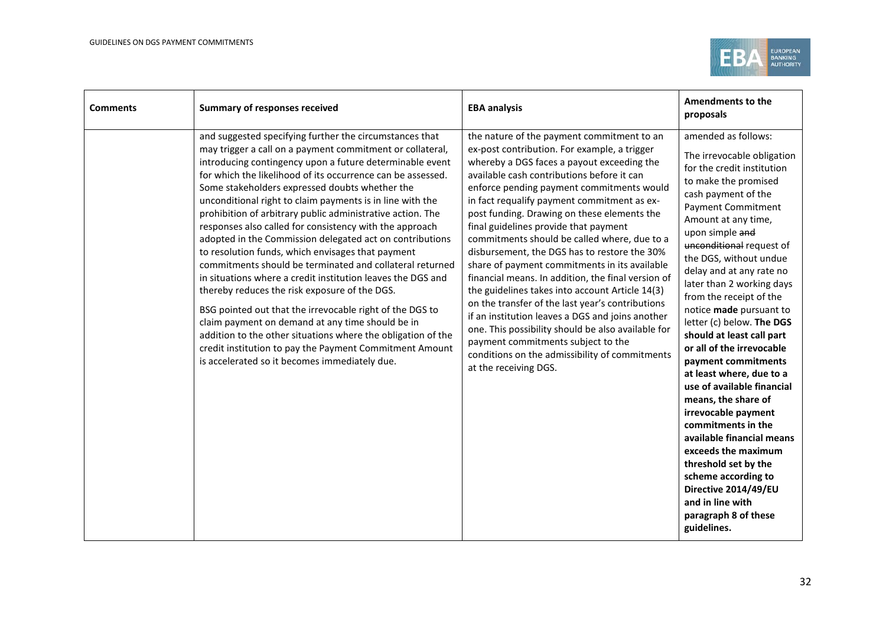| Comments | Summary of responses received | EBA analysis | Amendments to the proposals |
|---|---|---|---|
| | and suggested specifying further the circumstances that may trigger a call on a payment commitment or collateral, introducing contingency upon a future determinable event for which the likelihood of its occurrence can be assessed. Some stakeholders expressed doubts whether the unconditional right to claim payments is in line with the prohibition of arbitrary public administrative action. The responses also called for consistency with the approach adopted in the Commission delegated act on contributions to resolution funds, which envisages that payment commitments should be terminated and collateral returned in situations where a credit institution leaves the DGS and thereby reduces the risk exposure of the DGS.<br><br>BSG pointed out that the irrevocable right of the DGS to claim payment on demand at any time should be in addition to the other situations where the obligation of the credit institution to pay the Payment Commitment Amount is accelerated so it becomes immediately due. | the nature of the payment commitment to an ex-post contribution. For example, a trigger whereby a DGS faces a payout exceeding the available cash contributions before it can enforce pending payment commitments would in fact requalify payment commitment as ex-post funding. Drawing on these elements the final guidelines provide that payment commitments should be called where, due to a disbursement, the DGS has to restore the 30% share of payment commitments in its available financial means. In addition, the final version of the guidelines takes into account Article 14(3) on the transfer of the last year's contributions if an institution leaves a DGS and joins another one. This possibility should be also available for payment commitments subject to the conditions on the admissibility of commitments at the receiving DGS. | amended as follows:<br><br>The irrevocable obligation for the credit institution to make the promised cash payment of the Payment Commitment Amount at any time, upon simple ~~and unconditional~~ request of the DGS, without undue delay and at any rate no later than 2 working days from the receipt of the notice **made** pursuant to letter (c) below. **The DGS should at least call part or all of the irrevocable payment commitments at least where, due to a use of available financial means, the share of irrevocable payment commitments in the available financial means exceeds the maximum threshold set by the scheme according to Directive 2014/49/EU and in line with paragraph 8 of these guidelines.** |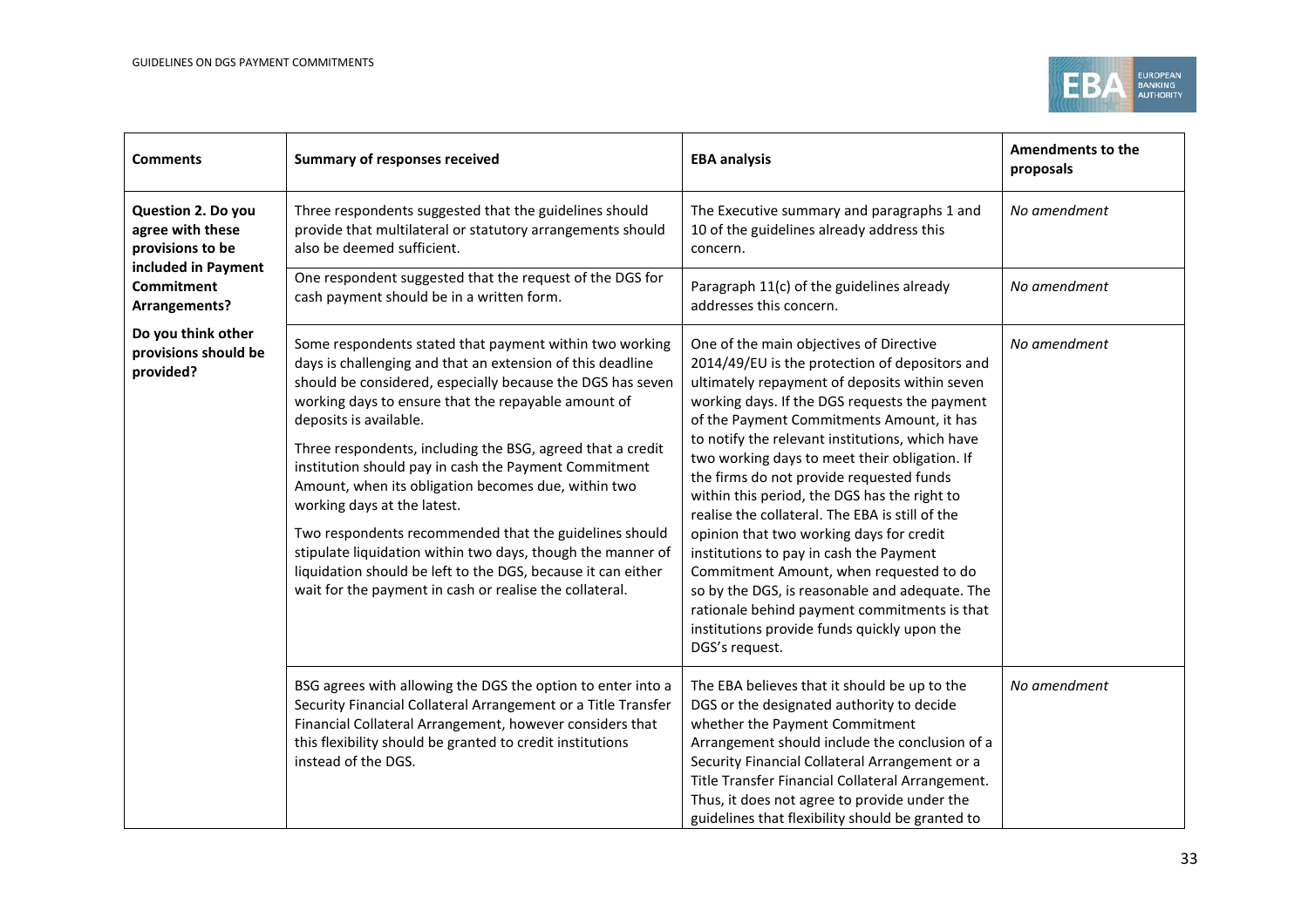| Comments | Summary of responses received | EBA analysis | Amendments to the proposals |
|---|---|---|---|
| **Question 2. Do you agree with these provisions to be included in Payment Commitment Arrangements?** **Do you think other provisions should be provided?** | Three respondents suggested that the guidelines should provide that multilateral or statutory arrangements should also be deemed sufficient. | The Executive summary and paragraphs 1 and 10 of the guidelines already address this concern. | *No amendment* |
| | One respondent suggested that the request of the DGS for cash payment should be in a written form. | Paragraph 11(c) of the guidelines already addresses this concern. | *No amendment* |
| | Some respondents stated that payment within two working days is challenging and that an extension of this deadline should be considered, especially because the DGS has seven working days to ensure that the repayable amount of deposits is available. Three respondents, including the BSG, agreed that a credit institution should pay in cash the Payment Commitment Amount, when its obligation becomes due, within two working days at the latest. Two respondents recommended that the guidelines should stipulate liquidation within two days, though the manner of liquidation should be left to the DGS, because it can either wait for the payment in cash or realise the collateral. | One of the main objectives of Directive 2014/49/EU is the protection of depositors and ultimately repayment of deposits within seven working days. If the DGS requests the payment of the Payment Commitments Amount, it has to notify the relevant institutions, which have two working days to meet their obligation. If the firms do not provide requested funds within this period, the DGS has the right to realise the collateral. The EBA is still of the opinion that two working days for credit institutions to pay in cash the Payment Commitment Amount, when requested to do so by the DGS, is reasonable and adequate. The rationale behind payment commitments is that institutions provide funds quickly upon the DGS's request. | *No amendment* |
| | BSG agrees with allowing the DGS the option to enter into a Security Financial Collateral Arrangement or a Title Transfer Financial Collateral Arrangement, however considers that this flexibility should be granted to credit institutions instead of the DGS. | The EBA believes that it should be up to the DGS or the designated authority to decide whether the Payment Commitment Arrangement should include the conclusion of a Security Financial Collateral Arrangement or a Title Transfer Financial Collateral Arrangement. Thus, it does not agree to provide under the guidelines that flexibility should be granted to | *No amendment* |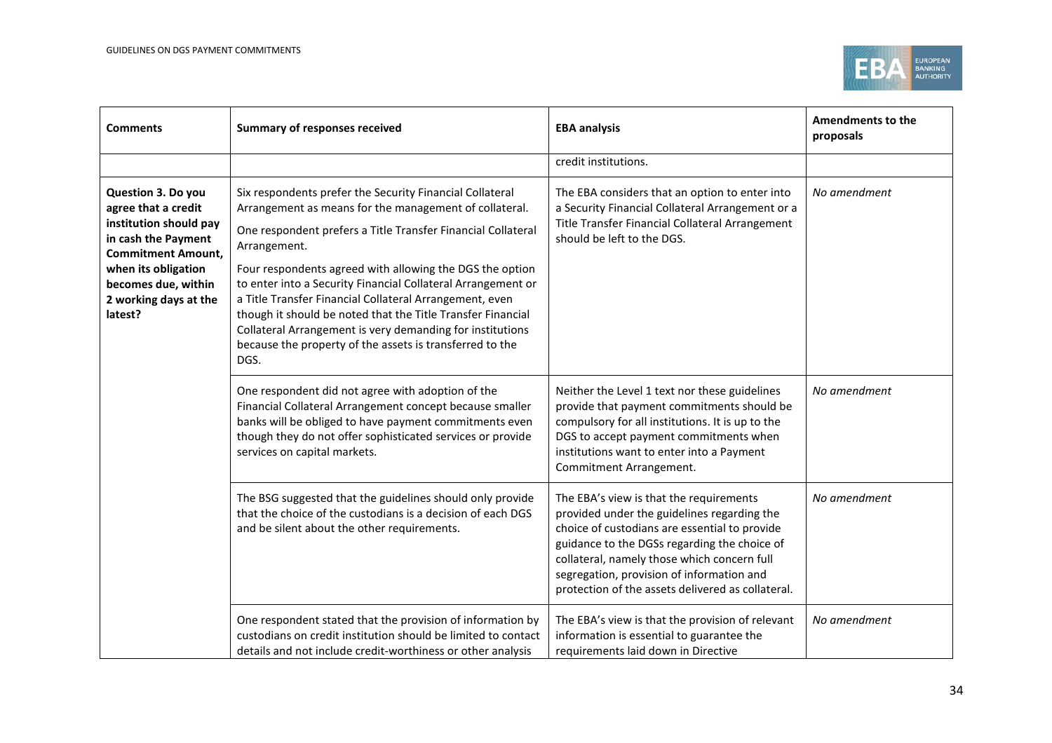| Comments | Summary of responses received | EBA analysis | Amendments to the proposals |
|---|---|---|---|
| | | credit institutions. | |
| **Question 3. Do you agree that a credit institution should pay in cash the Payment Commitment Amount, when its obligation becomes due, within 2 working days at the latest?** | Six respondents prefer the Security Financial Collateral Arrangement as means for the management of collateral.<br>One respondent prefers a Title Transfer Financial Collateral Arrangement.<br>Four respondents agreed with allowing the DGS the option to enter into a Security Financial Collateral Arrangement or a Title Transfer Financial Collateral Arrangement, even though it should be noted that the Title Transfer Financial Collateral Arrangement is very demanding for institutions because the property of the assets is transferred to the DGS. | The EBA considers that an option to enter into a Security Financial Collateral Arrangement or a Title Transfer Financial Collateral Arrangement should be left to the DGS. | *No amendment* |
| | One respondent did not agree with adoption of the Financial Collateral Arrangement concept because smaller banks will be obliged to have payment commitments even though they do not offer sophisticated services or provide services on capital markets. | Neither the Level 1 text nor these guidelines provide that payment commitments should be compulsory for all institutions. It is up to the DGS to accept payment commitments when institutions want to enter into a Payment Commitment Arrangement. | *No amendment* |
| | The BSG suggested that the guidelines should only provide that the choice of the custodians is a decision of each DGS and be silent about the other requirements. | The EBA's view is that the requirements provided under the guidelines regarding the choice of custodians are essential to provide guidance to the DGSs regarding the choice of collateral, namely those which concern full segregation, provision of information and protection of the assets delivered as collateral. | *No amendment* |
| | One respondent stated that the provision of information by custodians on credit institution should be limited to contact details and not include credit-worthiness or other analysis | The EBA's view is that the provision of relevant information is essential to guarantee the requirements laid down in Directive | *No amendment* |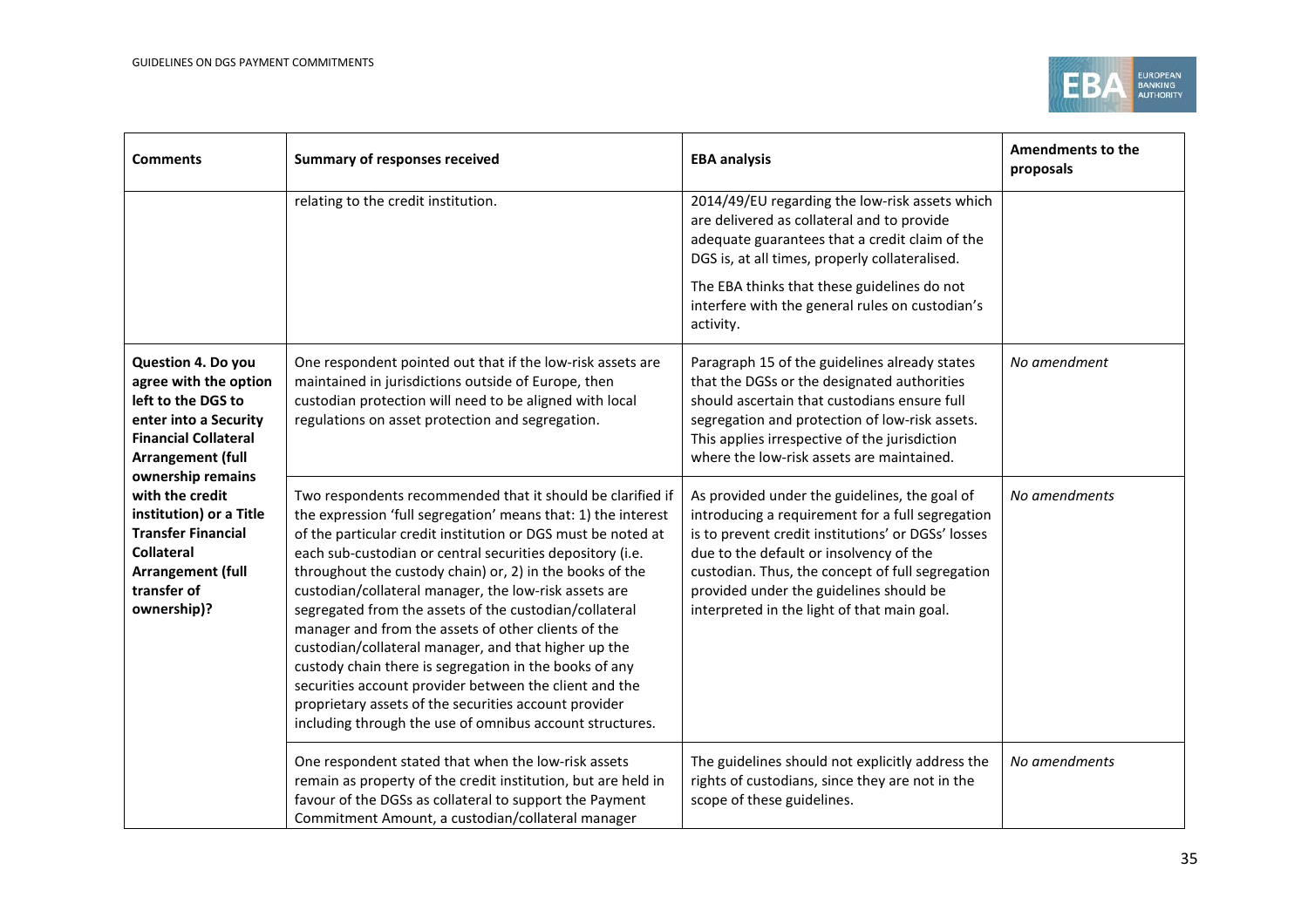| Comments | Summary of responses received | EBA analysis | Amendments to the proposals |
|---|---|---|---|
| | relating to the credit institution. | 2014/49/EU regarding the low-risk assets which are delivered as collateral and to provide adequate guarantees that a credit claim of the DGS is, at all times, properly collateralised.<br><br>The EBA thinks that these guidelines do not interfere with the general rules on custodian's activity. | |
| **Question 4. Do you agree with the option left to the DGS to enter into a Security Financial Collateral Arrangement (full ownership remains with the credit institution) or a Title Transfer Financial Collateral Arrangement (full transfer of ownership)?** | One respondent pointed out that if the low-risk assets are maintained in jurisdictions outside of Europe, then custodian protection will need to be aligned with local regulations on asset protection and segregation. | Paragraph 15 of the guidelines already states that the DGSs or the designated authorities should ascertain that custodians ensure full segregation and protection of low-risk assets. This applies irrespective of the jurisdiction where the low-risk assets are maintained. | *No amendment* |
| | Two respondents recommended that it should be clarified if the expression 'full segregation' means that: 1) the interest of the particular credit institution or DGS must be noted at each sub-custodian or central securities depository (i.e. throughout the custody chain) or, 2) in the books of the custodian/collateral manager, the low-risk assets are segregated from the assets of the custodian/collateral manager and from the assets of other clients of the custodian/collateral manager, and that higher up the custody chain there is segregation in the books of any securities account provider between the client and the proprietary assets of the securities account provider including through the use of omnibus account structures. | As provided under the guidelines, the goal of introducing a requirement for a full segregation is to prevent credit institutions' or DGSs' losses due to the default or insolvency of the custodian. Thus, the concept of full segregation provided under the guidelines should be interpreted in the light of that main goal. | *No amendments* |
| | One respondent stated that when the low-risk assets remain as property of the credit institution, but are held in favour of the DGSs as collateral to support the Payment Commitment Amount, a custodian/collateral manager | The guidelines should not explicitly address the rights of custodians, since they are not in the scope of these guidelines. | *No amendments* |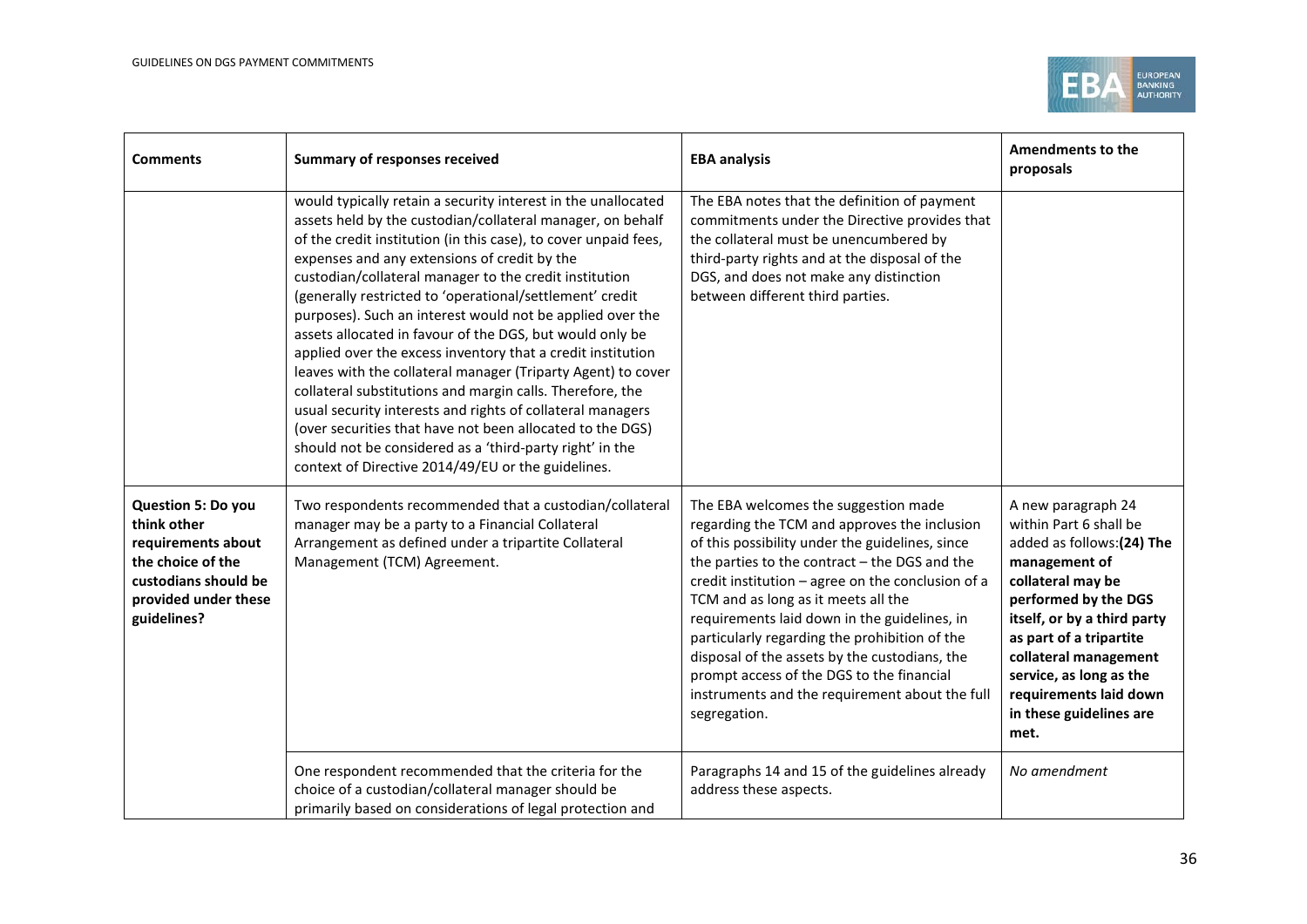| Comments | Summary of responses received | EBA analysis | Amendments to the proposals |
|---|---|---|---|
| | would typically retain a security interest in the unallocated assets held by the custodian/collateral manager, on behalf of the credit institution (in this case), to cover unpaid fees, expenses and any extensions of credit by the custodian/collateral manager to the credit institution (generally restricted to 'operational/settlement' credit purposes). Such an interest would not be applied over the assets allocated in favour of the DGS, but would only be applied over the excess inventory that a credit institution leaves with the collateral manager (Triparty Agent) to cover collateral substitutions and margin calls. Therefore, the usual security interests and rights of collateral managers (over securities that have not been allocated to the DGS) should not be considered as a 'third-party right' in the context of Directive 2014/49/EU or the guidelines. | The EBA notes that the definition of payment commitments under the Directive provides that the collateral must be unencumbered by third-party rights and at the disposal of the DGS, and does not make any distinction between different third parties. | |
| **Question 5: Do you think other requirements about the choice of the custodians should be provided under these guidelines?** | Two respondents recommended that a custodian/collateral manager may be a party to a Financial Collateral Arrangement as defined under a tripartite Collateral Management (TCM) Agreement. | The EBA welcomes the suggestion made regarding the TCM and approves the inclusion of this possibility under the guidelines, since the parties to the contract – the DGS and the credit institution – agree on the conclusion of a TCM and as long as it meets all the requirements laid down in the guidelines, in particularly regarding the prohibition of the disposal of the assets by the custodians, the prompt access of the DGS to the financial instruments and the requirement about the full segregation. | A new paragraph 24 within Part 6 shall be added as follows:**(24) The management of collateral may be performed by the DGS itself, or by a third party as part of a tripartite collateral management service, as long as the requirements laid down in these guidelines are met.** |
| | One respondent recommended that the criteria for the choice of a custodian/collateral manager should be primarily based on considerations of legal protection and | Paragraphs 14 and 15 of the guidelines already address these aspects. | *No amendment* |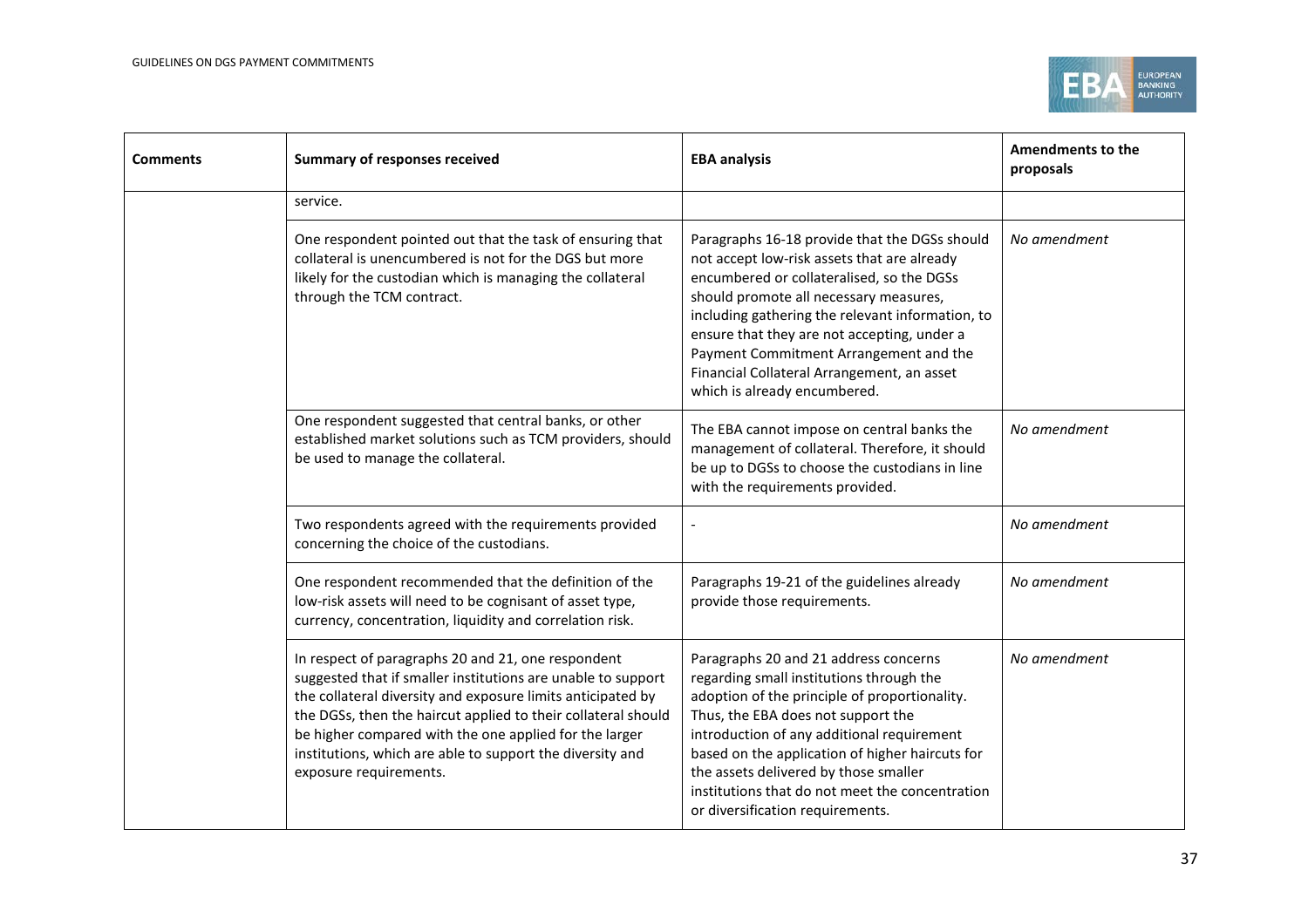| Comments | Summary of responses received | EBA analysis | Amendments to the proposals |
|---|---|---|---|
| | service. | | |
| | One respondent pointed out that the task of ensuring that collateral is unencumbered is not for the DGS but more likely for the custodian which is managing the collateral through the TCM contract. | Paragraphs 16-18 provide that the DGSs should not accept low-risk assets that are already encumbered or collateralised, so the DGSs should promote all necessary measures, including gathering the relevant information, to ensure that they are not accepting, under a Payment Commitment Arrangement and the Financial Collateral Arrangement, an asset which is already encumbered. | *No amendment* |
| | One respondent suggested that central banks, or other established market solutions such as TCM providers, should be used to manage the collateral. | The EBA cannot impose on central banks the management of collateral. Therefore, it should be up to DGSs to choose the custodians in line with the requirements provided. | *No amendment* |
| | Two respondents agreed with the requirements provided concerning the choice of the custodians. | - | *No amendment* |
| | One respondent recommended that the definition of the low-risk assets will need to be cognisant of asset type, currency, concentration, liquidity and correlation risk. | Paragraphs 19-21 of the guidelines already provide those requirements. | *No amendment* |
| | In respect of paragraphs 20 and 21, one respondent suggested that if smaller institutions are unable to support the collateral diversity and exposure limits anticipated by the DGSs, then the haircut applied to their collateral should be higher compared with the one applied for the larger institutions, which are able to support the diversity and exposure requirements. | Paragraphs 20 and 21 address concerns regarding small institutions through the adoption of the principle of proportionality. Thus, the EBA does not support the introduction of any additional requirement based on the application of higher haircuts for the assets delivered by those smaller institutions that do not meet the concentration or diversification requirements. | *No amendment* |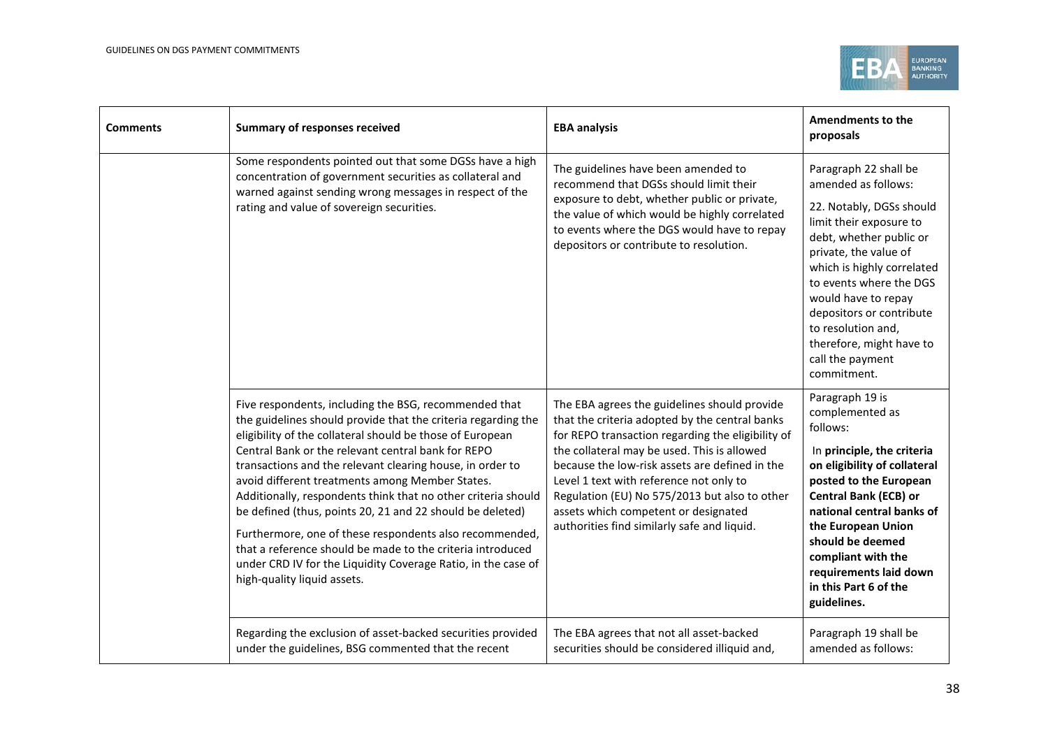| Comments | Summary of responses received | EBA analysis | Amendments to the proposals |
|---|---|---|---|
| | Some respondents pointed out that some DGSs have a high concentration of government securities as collateral and warned against sending wrong messages in respect of the rating and value of sovereign securities. | The guidelines have been amended to recommend that DGSs should limit their exposure to debt, whether public or private, the value of which would be highly correlated to events where the DGS would have to repay depositors or contribute to resolution. | Paragraph 22 shall be amended as follows:<br><br>22. Notably, DGSs should limit their exposure to debt, whether public or private, the value of which is highly correlated to events where the DGS would have to repay depositors or contribute to resolution and, therefore, might have to call the payment commitment. |
| | Five respondents, including the BSG, recommended that the guidelines should provide that the criteria regarding the eligibility of the collateral should be those of European Central Bank or the relevant central bank for REPO transactions and the relevant clearing house, in order to avoid different treatments among Member States. Additionally, respondents think that no other criteria should be defined (thus, points 20, 21 and 22 should be deleted)<br><br>Furthermore, one of these respondents also recommended, that a reference should be made to the criteria introduced under CRD IV for the Liquidity Coverage Ratio, in the case of high-quality liquid assets. | The EBA agrees the guidelines should provide that the criteria adopted by the central banks for REPO transaction regarding the eligibility of the collateral may be used. This is allowed because the low-risk assets are defined in the Level 1 text with reference not only to Regulation (EU) No 575/2013 but also to other assets which competent or designated authorities find similarly safe and liquid. | Paragraph 19 is complemented as follows:<br><br>In **principle, the criteria on eligibility of collateral posted to the European Central Bank (ECB) or national central banks of the European Union should be deemed compliant with the requirements laid down in this Part 6 of the guidelines.** |
| | Regarding the exclusion of asset-backed securities provided under the guidelines, BSG commented that the recent | The EBA agrees that not all asset-backed securities should be considered illiquid and, | Paragraph 19 shall be amended as follows: |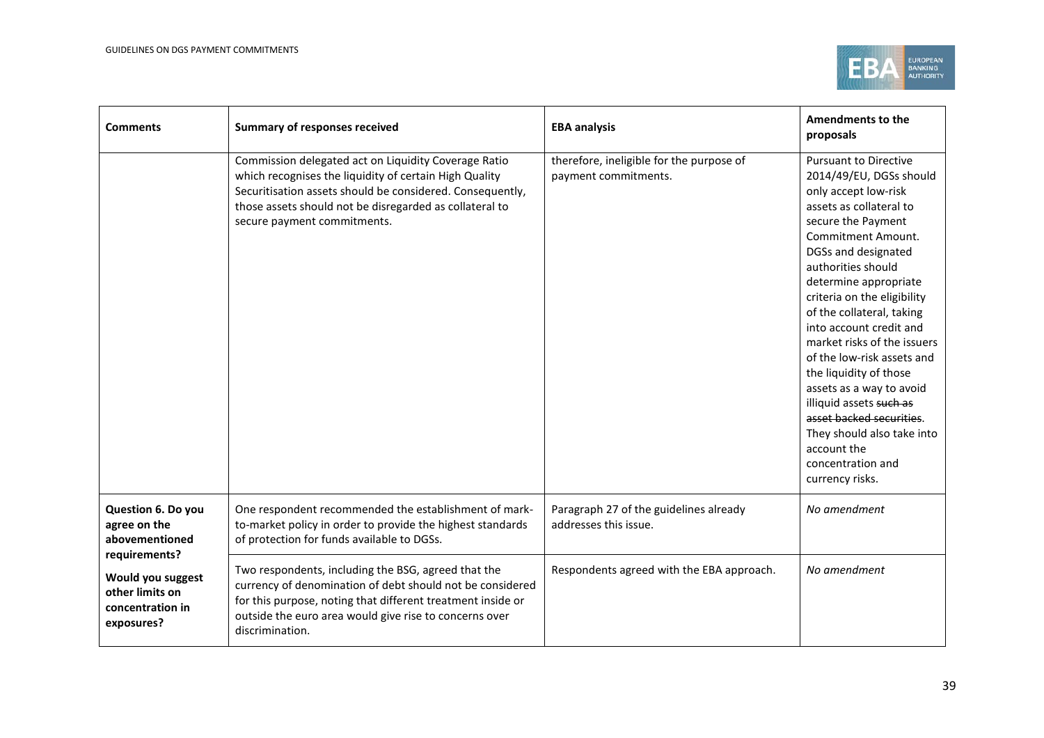| Comments | Summary of responses received | EBA analysis | Amendments to the proposals |
|---|---|---|---|
| | Commission delegated act on Liquidity Coverage Ratio which recognises the liquidity of certain High Quality Securitisation assets should be considered. Consequently, those assets should not be disregarded as collateral to secure payment commitments. | therefore, ineligible for the purpose of payment commitments. | Pursuant to Directive 2014/49/EU, DGSs should only accept low-risk assets as collateral to secure the Payment Commitment Amount. DGSs and designated authorities should determine appropriate criteria on the eligibility of the collateral, taking into account credit and market risks of the issuers of the low-risk assets and the liquidity of those assets as a way to avoid illiquid assets ~~such as asset backed securities~~. They should also take into account the concentration and currency risks. |
| **Question 6. Do you agree on the abovementioned requirements?**<br><br>**Would you suggest other limits on concentration in exposures?** | One respondent recommended the establishment of mark-to-market policy in order to provide the highest standards of protection for funds available to DGSs. | Paragraph 27 of the guidelines already addresses this issue. | *No amendment* |
| | Two respondents, including the BSG, agreed that the currency of denomination of debt should not be considered for this purpose, noting that different treatment inside or outside the euro area would give rise to concerns over discrimination. | Respondents agreed with the EBA approach. | *No amendment* |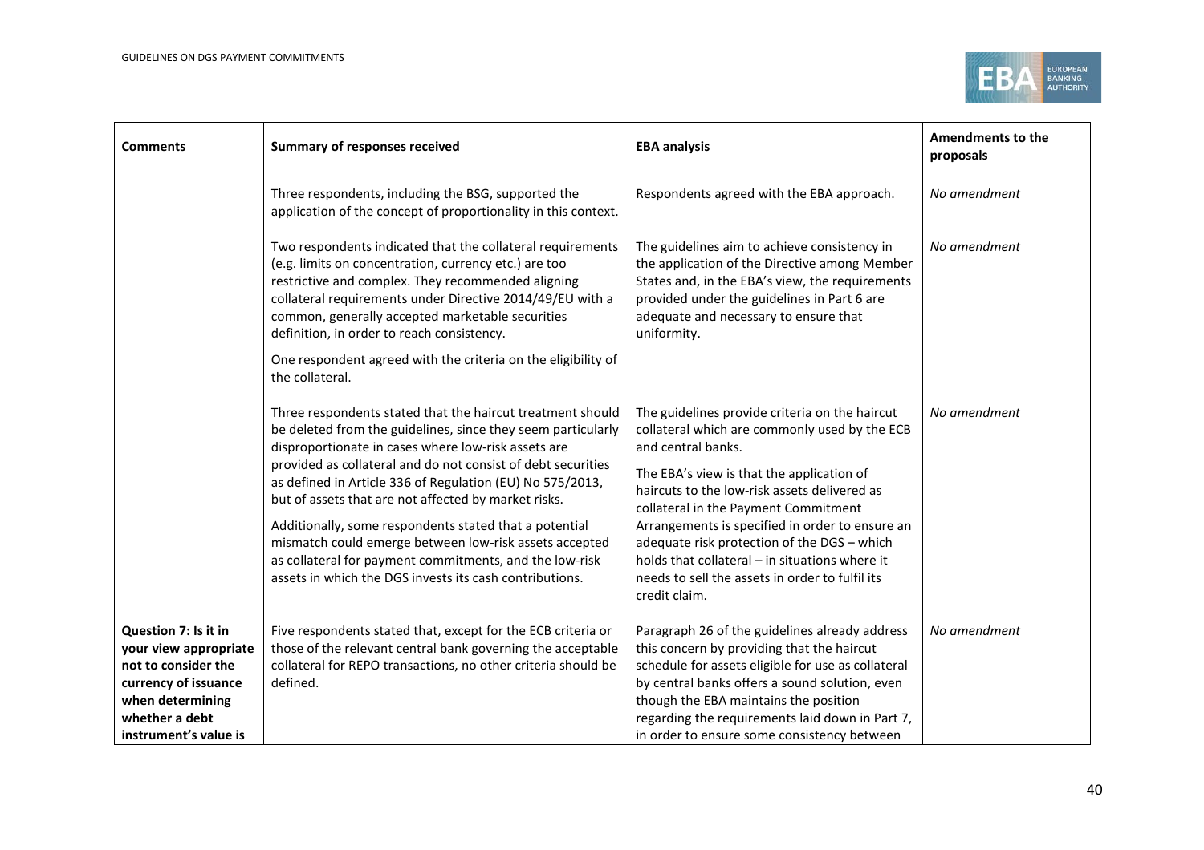| Comments | Summary of responses received | EBA analysis | Amendments to the proposals |
|---|---|---|---|
| | Three respondents, including the BSG, supported the application of the concept of proportionality in this context. | Respondents agreed with the EBA approach. | *No amendment* |
| | Two respondents indicated that the collateral requirements (e.g. limits on concentration, currency etc.) are too restrictive and complex. They recommended aligning collateral requirements under Directive 2014/49/EU with a common, generally accepted marketable securities definition, in order to reach consistency.<br><br>One respondent agreed with the criteria on the eligibility of the collateral. | The guidelines aim to achieve consistency in the application of the Directive among Member States and, in the EBA's view, the requirements provided under the guidelines in Part 6 are adequate and necessary to ensure that uniformity. | *No amendment* |
| | Three respondents stated that the haircut treatment should be deleted from the guidelines, since they seem particularly disproportionate in cases where low-risk assets are provided as collateral and do not consist of debt securities as defined in Article 336 of Regulation (EU) No 575/2013, but of assets that are not affected by market risks.<br><br>Additionally, some respondents stated that a potential mismatch could emerge between low-risk assets accepted as collateral for payment commitments, and the low-risk assets in which the DGS invests its cash contributions. | The guidelines provide criteria on the haircut collateral which are commonly used by the ECB and central banks.<br><br>The EBA's view is that the application of haircuts to the low-risk assets delivered as collateral in the Payment Commitment Arrangements is specified in order to ensure an adequate risk protection of the DGS – which holds that collateral – in situations where it needs to sell the assets in order to fulfil its credit claim. | *No amendment* |
| **Question 7: Is it in your view appropriate not to consider the currency of issuance when determining whether a debt instrument's value is** | Five respondents stated that, except for the ECB criteria or those of the relevant central bank governing the acceptable collateral for REPO transactions, no other criteria should be defined. | Paragraph 26 of the guidelines already address this concern by providing that the haircut schedule for assets eligible for use as collateral by central banks offers a sound solution, even though the EBA maintains the position regarding the requirements laid down in Part 7, in order to ensure some consistency between | *No amendment* |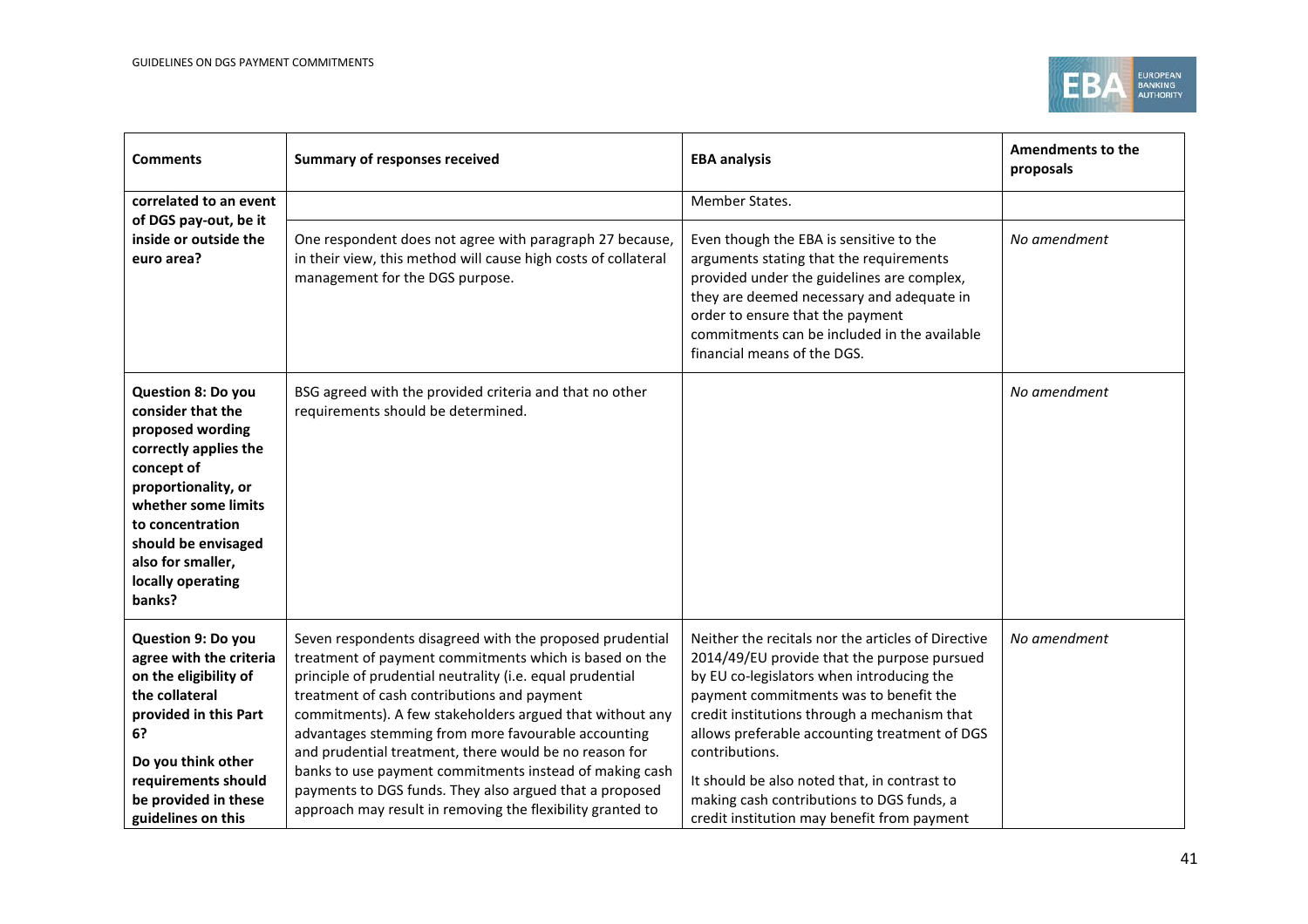| Comments | Summary of responses received | EBA analysis | Amendments to the proposals |
|---|---|---|---|
| **correlated to an event of DGS pay-out, be it inside or outside the euro area?** | | Member States. | |
| | One respondent does not agree with paragraph 27 because, in their view, this method will cause high costs of collateral management for the DGS purpose. | Even though the EBA is sensitive to the arguments stating that the requirements provided under the guidelines are complex, they are deemed necessary and adequate in order to ensure that the payment commitments can be included in the available financial means of the DGS. | *No amendment* |
| **Question 8: Do you consider that the proposed wording correctly applies the concept of proportionality, or whether some limits to concentration should be envisaged also for smaller, locally operating banks?** | BSG agreed with the provided criteria and that no other requirements should be determined. | | *No amendment* |
| **Question 9: Do you agree with the criteria on the eligibility of the collateral provided in this Part 6?**<br><br>**Do you think other requirements should be provided in these guidelines on this** | Seven respondents disagreed with the proposed prudential treatment of payment commitments which is based on the principle of prudential neutrality (i.e. equal prudential treatment of cash contributions and payment commitments). A few stakeholders argued that without any advantages stemming from more favourable accounting and prudential treatment, there would be no reason for banks to use payment commitments instead of making cash payments to DGS funds. They also argued that a proposed approach may result in removing the flexibility granted to | Neither the recitals nor the articles of Directive 2014/49/EU provide that the purpose pursued by EU co-legislators when introducing the payment commitments was to benefit the credit institutions through a mechanism that allows preferable accounting treatment of DGS contributions.<br><br>It should be also noted that, in contrast to making cash contributions to DGS funds, a credit institution may benefit from payment | *No amendment* |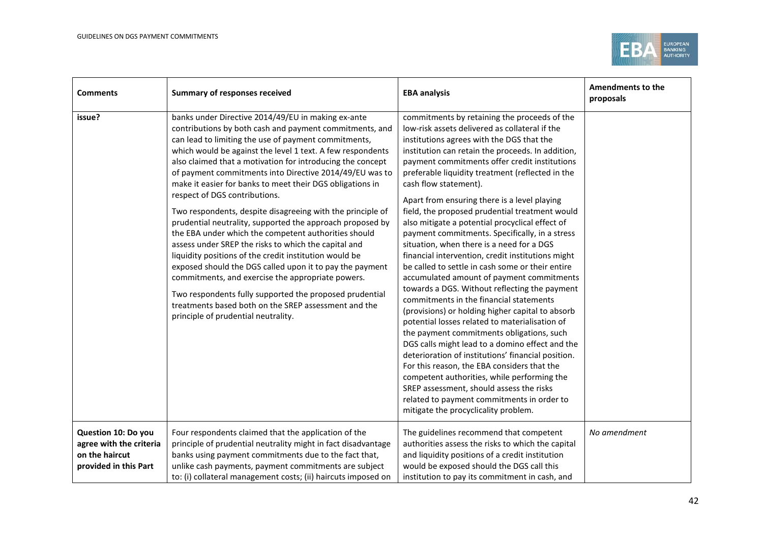| Comments | Summary of responses received | EBA analysis | Amendments to the proposals |
|---|---|---|---|
| **issue?** | banks under Directive 2014/49/EU in making ex-ante contributions by both cash and payment commitments, and can lead to limiting the use of payment commitments, which would be against the level 1 text. A few respondents also claimed that a motivation for introducing the concept of payment commitments into Directive 2014/49/EU was to make it easier for banks to meet their DGS obligations in respect of DGS contributions.<br><br>Two respondents, despite disagreeing with the principle of prudential neutrality, supported the approach proposed by the EBA under which the competent authorities should assess under SREP the risks to which the capital and liquidity positions of the credit institution would be exposed should the DGS called upon it to pay the payment commitments, and exercise the appropriate powers.<br><br>Two respondents fully supported the proposed prudential treatments based both on the SREP assessment and the principle of prudential neutrality. | commitments by retaining the proceeds of the low-risk assets delivered as collateral if the institutions agrees with the DGS that the institution can retain the proceeds. In addition, payment commitments offer credit institutions preferable liquidity treatment (reflected in the cash flow statement).<br><br>Apart from ensuring there is a level playing field, the proposed prudential treatment would also mitigate a potential procyclical effect of payment commitments. Specifically, in a stress situation, when there is a need for a DGS financial intervention, credit institutions might be called to settle in cash some or their entire accumulated amount of payment commitments towards a DGS. Without reflecting the payment commitments in the financial statements (provisions) or holding higher capital to absorb potential losses related to materialisation of the payment commitments obligations, such DGS calls might lead to a domino effect and the deterioration of institutions' financial position. For this reason, the EBA considers that the competent authorities, while performing the SREP assessment, should assess the risks related to payment commitments in order to mitigate the procyclicality problem. | |
| **Question 10: Do you agree with the criteria on the haircut provided in this Part** | Four respondents claimed that the application of the principle of prudential neutrality might in fact disadvantage banks using payment commitments due to the fact that, unlike cash payments, payment commitments are subject to: (i) collateral management costs; (ii) haircuts imposed on | The guidelines recommend that competent authorities assess the risks to which the capital and liquidity positions of a credit institution would be exposed should the DGS call this institution to pay its commitment in cash, and | *No amendment* |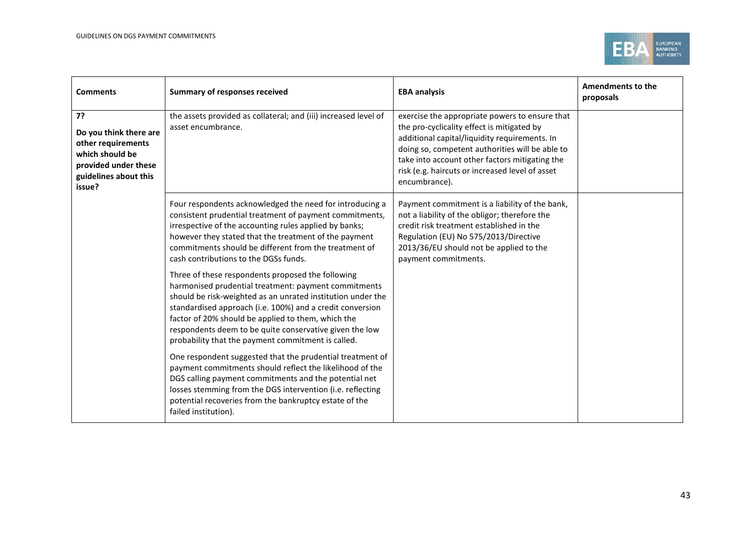| Comments | Summary of responses received | EBA analysis | Amendments to the proposals |
|---|---|---|---|
| **7? Do you think there are other requirements which should be provided under these guidelines about this issue?** | the assets provided as collateral; and (iii) increased level of asset encumbrance. | exercise the appropriate powers to ensure that the pro-cyclicality effect is mitigated by additional capital/liquidity requirements. In doing so, competent authorities will be able to take into account other factors mitigating the risk (e.g. haircuts or increased level of asset encumbrance). | |
| | Four respondents acknowledged the need for introducing a consistent prudential treatment of payment commitments, irrespective of the accounting rules applied by banks; however they stated that the treatment of the payment commitments should be different from the treatment of cash contributions to the DGSs funds.<br><br>Three of these respondents proposed the following harmonised prudential treatment: payment commitments should be risk-weighted as an unrated institution under the standardised approach (i.e. 100%) and a credit conversion factor of 20% should be applied to them, which the respondents deem to be quite conservative given the low probability that the payment commitment is called.<br><br>One respondent suggested that the prudential treatment of payment commitments should reflect the likelihood of the DGS calling payment commitments and the potential net losses stemming from the DGS intervention (i.e. reflecting potential recoveries from the bankruptcy estate of the failed institution). | Payment commitment is a liability of the bank, not a liability of the obligor; therefore the credit risk treatment established in the Regulation (EU) No 575/2013/Directive 2013/36/EU should not be applied to the payment commitments. | |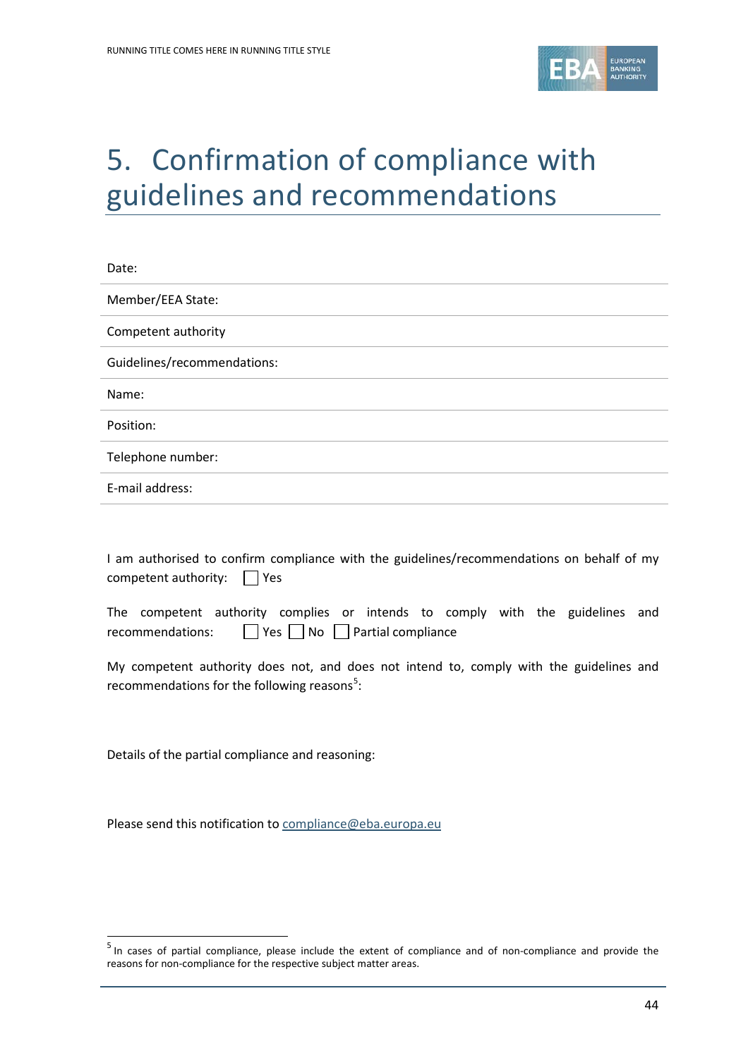# 5. Confirmation of compliance with guidelines and recommendations

| | |
|---|---|
| Date: | |
| Member/EEA State: | |
| Competent authority | |
| Guidelines/recommendations: | |
| Name: | |
| Position: | |
| Telephone number: | |
| E-mail address: | |

I am authorised to confirm compliance with the guidelines/recommendations on behalf of my competent authority: ☐ Yes

The competent authority complies or intends to comply with the guidelines and recommendations: ☐ Yes ☐ No ☐ Partial compliance

My competent authority does not, and does not intend to, comply with the guidelines and recommendations for the following reasons[5]:

Details of the partial compliance and reasoning:

Please send this notification to compliance@eba.europa.eu

[5] In cases of partial compliance, please include the extent of compliance and of non-compliance and provide the reasons for non-compliance for the respective subject matter areas.